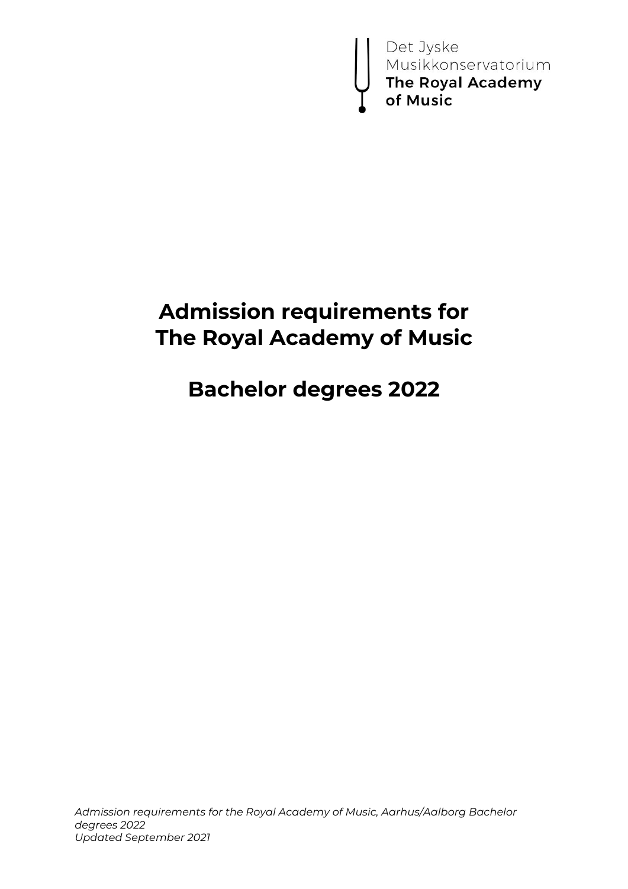Det Jyske Musikkonservatorium
**The Royal Academy of Music**

# Admission requirements for The Royal Academy of Music

# Bachelor degrees 2022

*Admission requirements for the Royal Academy of Music, Aarhus/Aalborg Bachelor degrees 2022*
*Updated September 2021*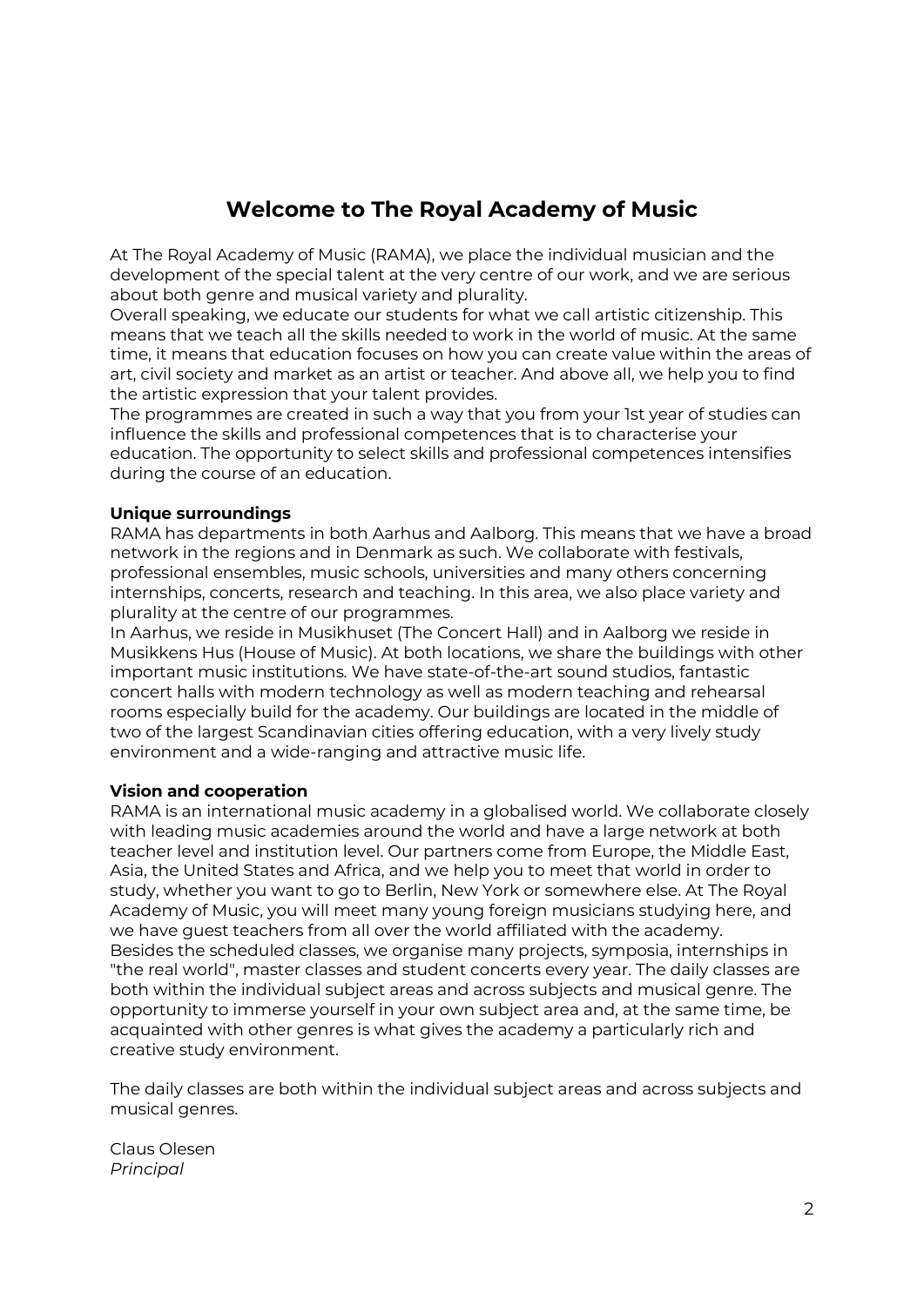# Welcome to The Royal Academy of Music

At The Royal Academy of Music (RAMA), we place the individual musician and the development of the special talent at the very centre of our work, and we are serious about both genre and musical variety and plurality.

Overall speaking, we educate our students for what we call artistic citizenship. This means that we teach all the skills needed to work in the world of music. At the same time, it means that education focuses on how you can create value within the areas of art, civil society and market as an artist or teacher. And above all, we help you to find the artistic expression that your talent provides.

The programmes are created in such a way that you from your 1st year of studies can influence the skills and professional competences that is to characterise your education. The opportunity to select skills and professional competences intensifies during the course of an education.

**Unique surroundings**

RAMA has departments in both Aarhus and Aalborg. This means that we have a broad network in the regions and in Denmark as such. We collaborate with festivals, professional ensembles, music schools, universities and many others concerning internships, concerts, research and teaching. In this area, we also place variety and plurality at the centre of our programmes.

In Aarhus, we reside in Musikhuset (The Concert Hall) and in Aalborg we reside in Musikkens Hus (House of Music). At both locations, we share the buildings with other important music institutions. We have state-of-the-art sound studios, fantastic concert halls with modern technology as well as modern teaching and rehearsal rooms especially build for the academy. Our buildings are located in the middle of two of the largest Scandinavian cities offering education, with a very lively study environment and a wide-ranging and attractive music life.

**Vision and cooperation**

RAMA is an international music academy in a globalised world. We collaborate closely with leading music academies around the world and have a large network at both teacher level and institution level. Our partners come from Europe, the Middle East, Asia, the United States and Africa, and we help you to meet that world in order to study, whether you want to go to Berlin, New York or somewhere else. At The Royal Academy of Music, you will meet many young foreign musicians studying here, and we have guest teachers from all over the world affiliated with the academy.

Besides the scheduled classes, we organise many projects, symposia, internships in "the real world", master classes and student concerts every year. The daily classes are both within the individual subject areas and across subjects and musical genre. The opportunity to immerse yourself in your own subject area and, at the same time, be acquainted with other genres is what gives the academy a particularly rich and creative study environment.

The daily classes are both within the individual subject areas and across subjects and musical genres.

Claus Olesen
*Principal*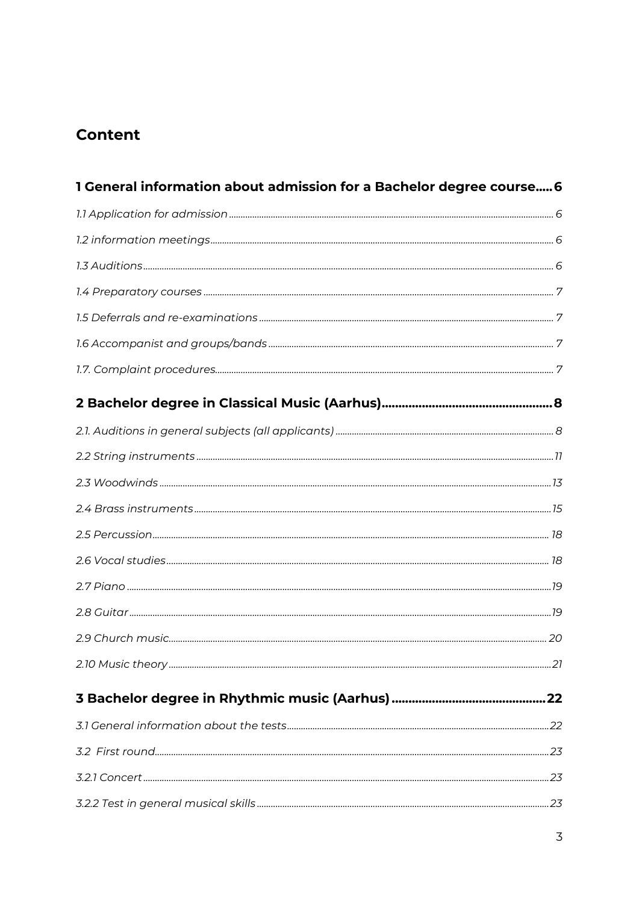## Content

**1 General information about admission for a Bachelor degree course..... 6**

*1.1 Application for admission ..... 6*

*1.2 information meetings ..... 6*

*1.3 Auditions ..... 6*

*1.4 Preparatory courses ..... 7*

*1.5 Deferrals and re-examinations ..... 7*

*1.6 Accompanist and groups/bands ..... 7*

*1.7. Complaint procedures ..... 7*

**2 Bachelor degree in Classical Music (Aarhus) ..... 8**

*2.1. Auditions in general subjects (all applicants) ..... 8*

*2.2 String instruments ..... 11*

*2.3 Woodwinds ..... 13*

*2.4 Brass instruments ..... 15*

*2.5 Percussion ..... 18*

*2.6 Vocal studies ..... 18*

*2.7 Piano ..... 19*

*2.8 Guitar ..... 19*

*2.9 Church music ..... 20*

*2.10 Music theory ..... 21*

**3 Bachelor degree in Rhythmic music (Aarhus) ..... 22**

*3.1 General information about the tests ..... 22*

*3.2 First round ..... 23*

*3.2.1 Concert ..... 23*

*3.2.2 Test in general musical skills ..... 23*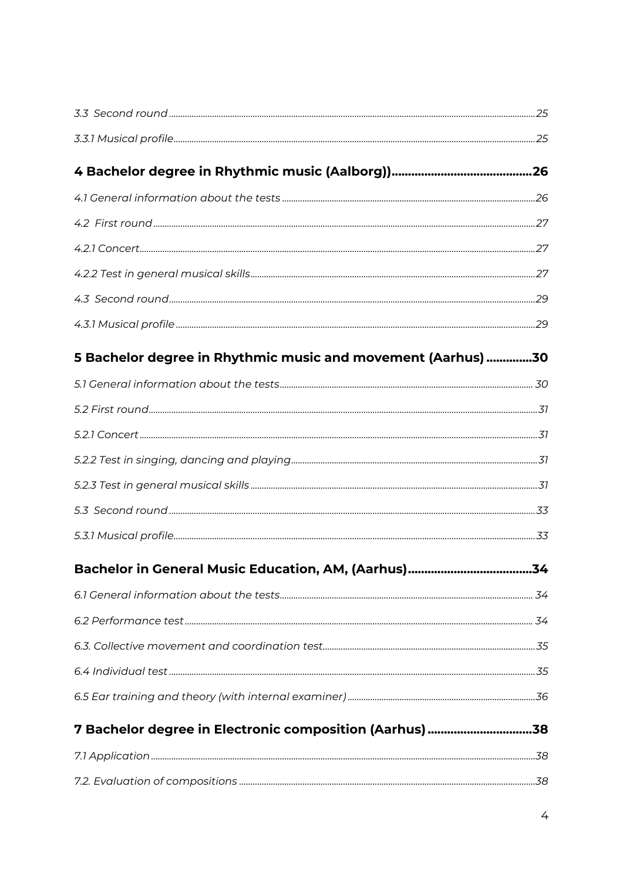*3.3 Second round* ........ 25

*3.3.1 Musical profile* ........ 25

**4 Bachelor degree in Rhythmic music (Aalborg))** ........ **26**

*4.1 General information about the tests* ........ 26

*4.2 First round* ........ 27

*4.2.1 Concert* ........ 27

*4.2.2 Test in general musical skills* ........ 27

*4.3 Second round* ........ 29

*4.3.1 Musical profile* ........ 29

**5 Bachelor degree in Rhythmic music and movement (Aarhus)** ........ **30**

*5.1 General information about the tests* ........ 30

*5.2 First round* ........ 31

*5.2.1 Concert* ........ 31

*5.2.2 Test in singing, dancing and playing* ........ 31

*5.2.3 Test in general musical skills* ........ 31

*5.3 Second round* ........ 33

*5.3.1 Musical profile* ........ 33

**Bachelor in General Music Education, AM, (Aarhus)** ........ **34**

*6.1 General information about the tests* ........ 34

*6.2 Performance test* ........ 34

*6.3. Collective movement and coordination test* ........ 35

*6.4 Individual test* ........ 35

*6.5 Ear training and theory (with internal examiner)* ........ 36

**7 Bachelor degree in Electronic composition (Aarhus)** ........ **38**

*7.1 Application* ........ 38

*7.2. Evaluation of compositions* ........ 38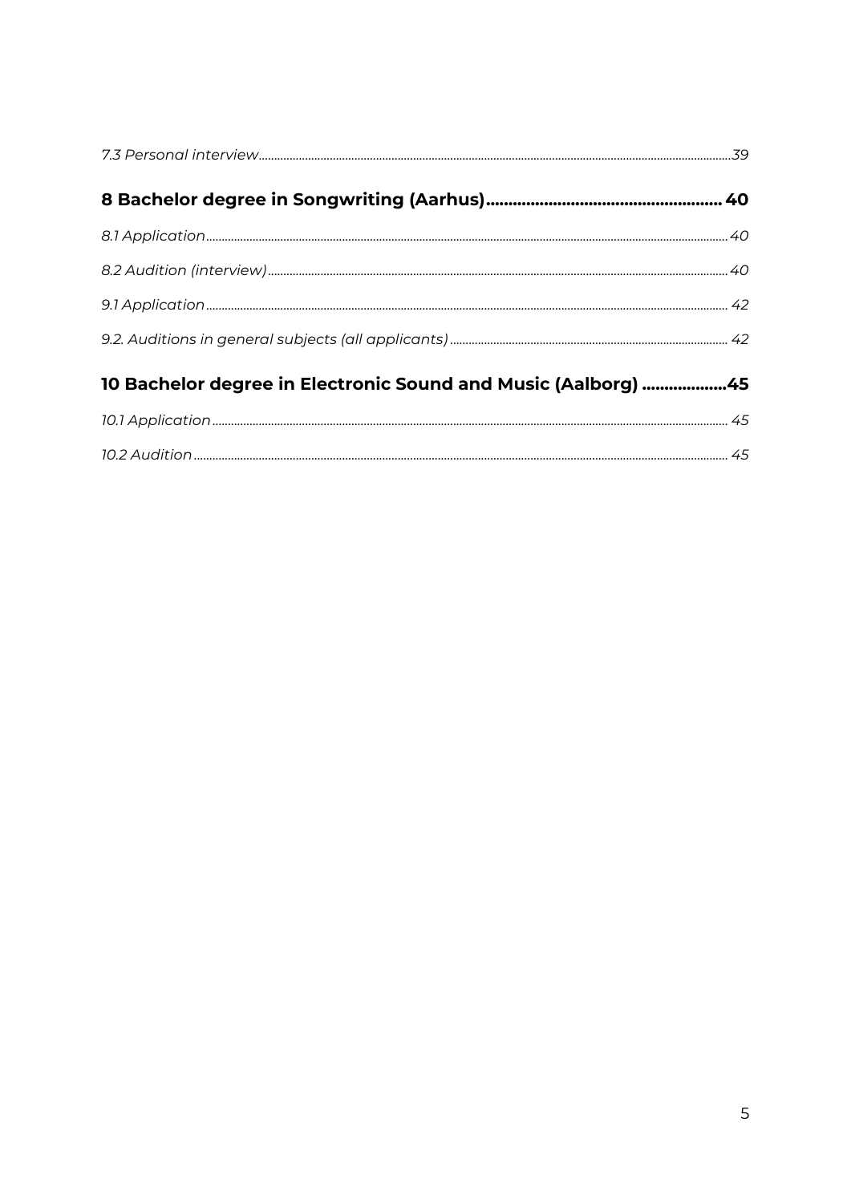*7.3 Personal interview* 39

**8 Bachelor degree in Songwriting (Aarhus) 40**

*8.1 Application* 40

*8.2 Audition (interview)* 40

*9.1 Application* 42

*9.2. Auditions in general subjects (all applicants)* 42

**10 Bachelor degree in Electronic Sound and Music (Aalborg) 45**

*10.1 Application* 45

*10.2 Audition* 45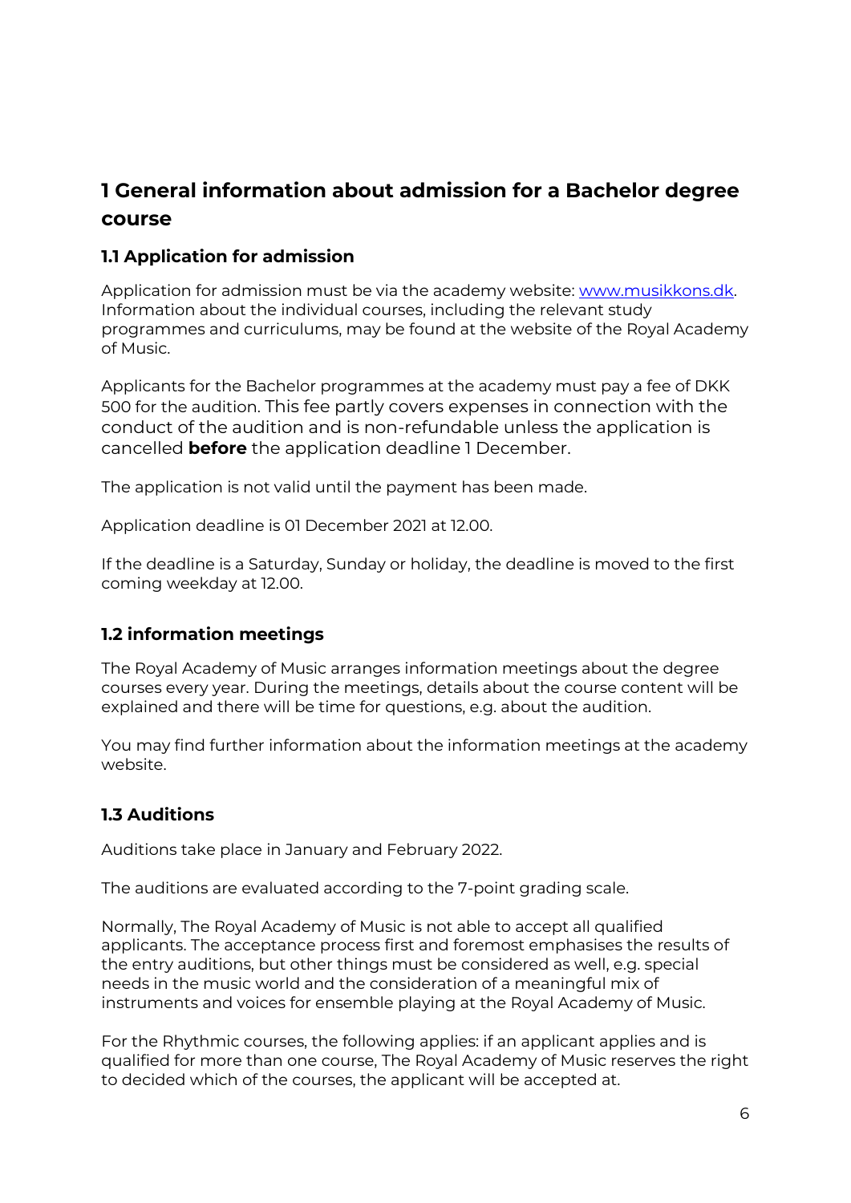# 1 General information about admission for a Bachelor degree course

## 1.1 Application for admission

Application for admission must be via the academy website: [www.musikkons.dk](http://www.musikkons.dk). Information about the individual courses, including the relevant study programmes and curriculums, may be found at the website of the Royal Academy of Music.

Applicants for the Bachelor programmes at the academy must pay a fee of DKK 500 for the audition. This fee partly covers expenses in connection with the conduct of the audition and is non-refundable unless the application is cancelled **before** the application deadline 1 December.

The application is not valid until the payment has been made.

Application deadline is 01 December 2021 at 12.00.

If the deadline is a Saturday, Sunday or holiday, the deadline is moved to the first coming weekday at 12.00.

## 1.2 information meetings

The Royal Academy of Music arranges information meetings about the degree courses every year. During the meetings, details about the course content will be explained and there will be time for questions, e.g. about the audition.

You may find further information about the information meetings at the academy website.

## 1.3 Auditions

Auditions take place in January and February 2022.

The auditions are evaluated according to the 7-point grading scale.

Normally, The Royal Academy of Music is not able to accept all qualified applicants. The acceptance process first and foremost emphasises the results of the entry auditions, but other things must be considered as well, e.g. special needs in the music world and the consideration of a meaningful mix of instruments and voices for ensemble playing at the Royal Academy of Music.

For the Rhythmic courses, the following applies: if an applicant applies and is qualified for more than one course, The Royal Academy of Music reserves the right to decided which of the courses, the applicant will be accepted at.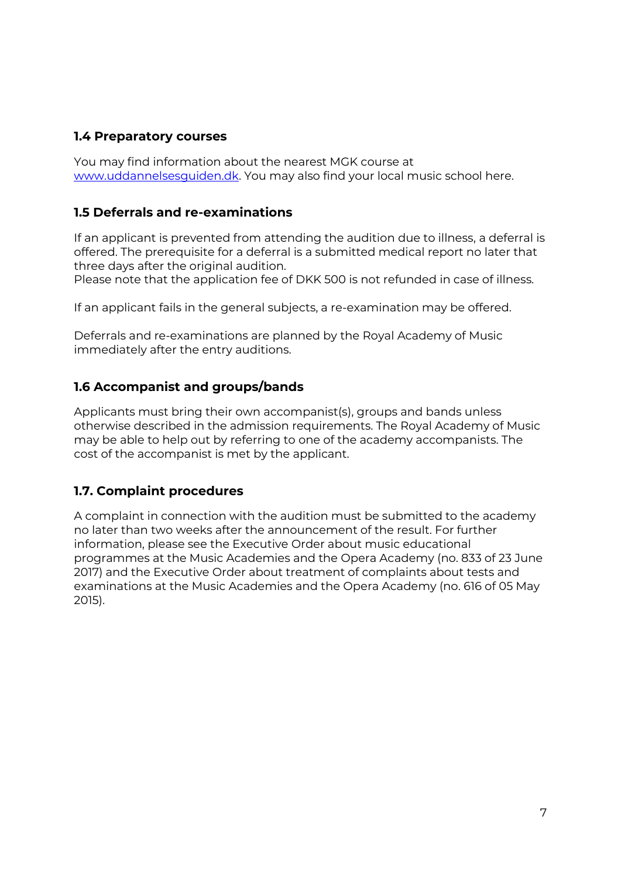### 1.4 Preparatory courses

You may find information about the nearest MGK course at [www.uddannelsesguiden.dk](http://www.uddannelsesguiden.dk). You may also find your local music school here.

### 1.5 Deferrals and re-examinations

If an applicant is prevented from attending the audition due to illness, a deferral is offered. The prerequisite for a deferral is a submitted medical report no later that three days after the original audition.
Please note that the application fee of DKK 500 is not refunded in case of illness.

If an applicant fails in the general subjects, a re-examination may be offered.

Deferrals and re-examinations are planned by the Royal Academy of Music immediately after the entry auditions.

### 1.6 Accompanist and groups/bands

Applicants must bring their own accompanist(s), groups and bands unless otherwise described in the admission requirements. The Royal Academy of Music may be able to help out by referring to one of the academy accompanists. The cost of the accompanist is met by the applicant.

### 1.7. Complaint procedures

A complaint in connection with the audition must be submitted to the academy no later than two weeks after the announcement of the result. For further information, please see the Executive Order about music educational programmes at the Music Academies and the Opera Academy (no. 833 of 23 June 2017) and the Executive Order about treatment of complaints about tests and examinations at the Music Academies and the Opera Academy (no. 616 of 05 May 2015).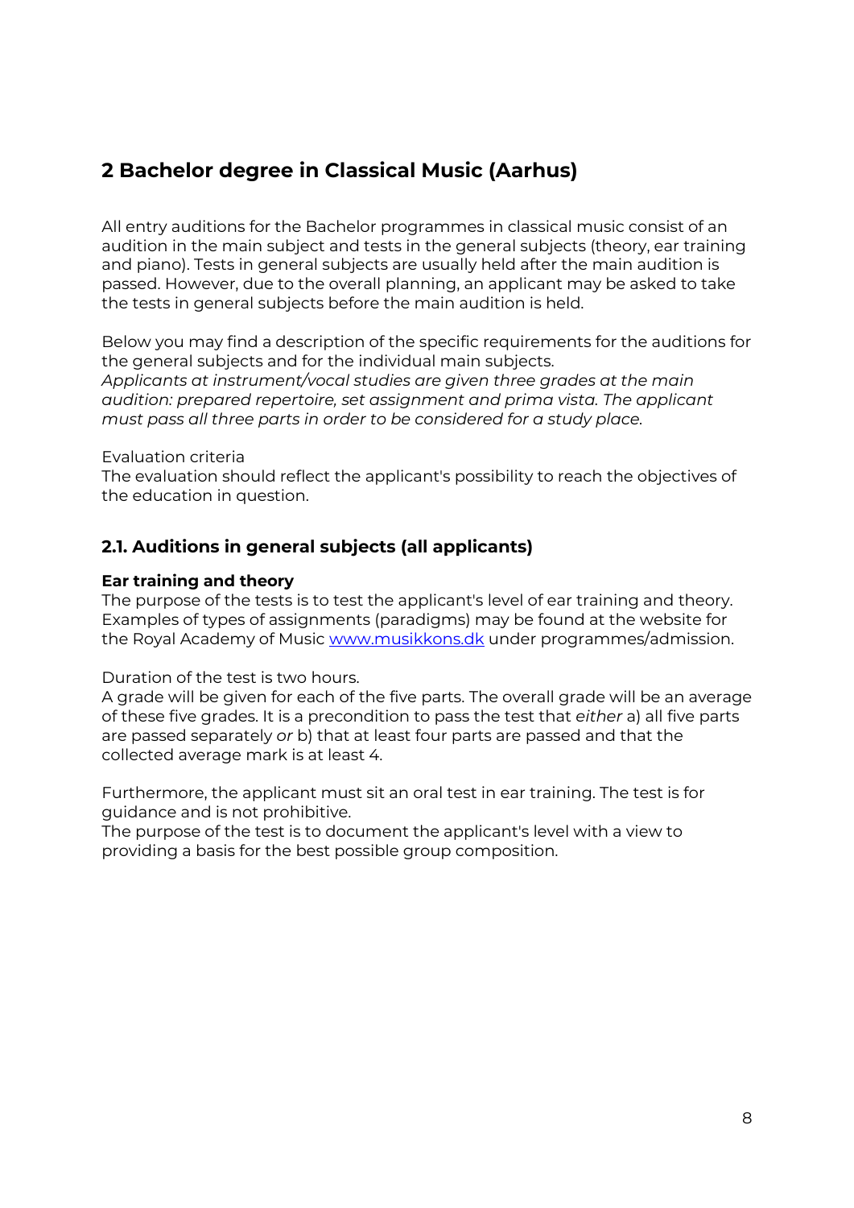## 2 Bachelor degree in Classical Music (Aarhus)

All entry auditions for the Bachelor programmes in classical music consist of an audition in the main subject and tests in the general subjects (theory, ear training and piano). Tests in general subjects are usually held after the main audition is passed. However, due to the overall planning, an applicant may be asked to take the tests in general subjects before the main audition is held.

Below you may find a description of the specific requirements for the auditions for the general subjects and for the individual main subjects.
*Applicants at instrument/vocal studies are given three grades at the main audition: prepared repertoire, set assignment and prima vista. The applicant must pass all three parts in order to be considered for a study place.*

Evaluation criteria
The evaluation should reflect the applicant's possibility to reach the objectives of the education in question.

### 2.1. Auditions in general subjects (all applicants)

**Ear training and theory**
The purpose of the tests is to test the applicant's level of ear training and theory. Examples of types of assignments (paradigms) may be found at the website for the Royal Academy of Music [www.musikkons.dk](http://www.musikkons.dk) under programmes/admission.

Duration of the test is two hours.
A grade will be given for each of the five parts. The overall grade will be an average of these five grades. It is a precondition to pass the test that *either* a) all five parts are passed separately *or* b) that at least four parts are passed and that the collected average mark is at least 4.

Furthermore, the applicant must sit an oral test in ear training. The test is for guidance and is not prohibitive.
The purpose of the test is to document the applicant's level with a view to providing a basis for the best possible group composition.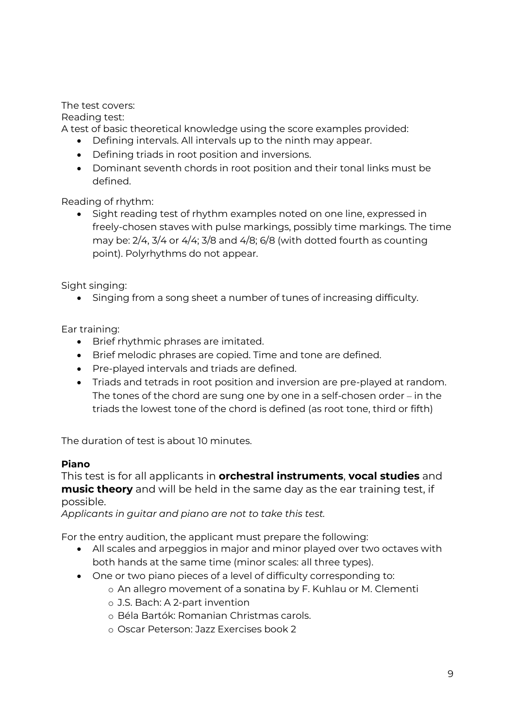The test covers:
Reading test:
A test of basic theoretical knowledge using the score examples provided:

- Defining intervals. All intervals up to the ninth may appear.
- Defining triads in root position and inversions.
- Dominant seventh chords in root position and their tonal links must be defined.

Reading of rhythm:

- Sight reading test of rhythm examples noted on one line, expressed in freely-chosen staves with pulse markings, possibly time markings. The time may be: 2/4, 3/4 or 4/4; 3/8 and 4/8; 6/8 (with dotted fourth as counting point). Polyrhythms do not appear.

Sight singing:

- Singing from a song sheet a number of tunes of increasing difficulty.

Ear training:

- Brief rhythmic phrases are imitated.
- Brief melodic phrases are copied. Time and tone are defined.
- Pre-played intervals and triads are defined.
- Triads and tetrads in root position and inversion are pre-played at random. The tones of the chord are sung one by one in a self-chosen order – in the triads the lowest tone of the chord is defined (as root tone, third or fifth)

The duration of test is about 10 minutes.

**Piano**

This test is for all applicants in **orchestral instruments**, **vocal studies** and **music theory** and will be held in the same day as the ear training test, if possible.

*Applicants in guitar and piano are not to take this test.*

For the entry audition, the applicant must prepare the following:

- All scales and arpeggios in major and minor played over two octaves with both hands at the same time (minor scales: all three types).
- One or two piano pieces of a level of difficulty corresponding to:
    - An allegro movement of a sonatina by F. Kuhlau or M. Clementi
    - J.S. Bach: A 2-part invention
    - Béla Bartók: Romanian Christmas carols.
    - Oscar Peterson: Jazz Exercises book 2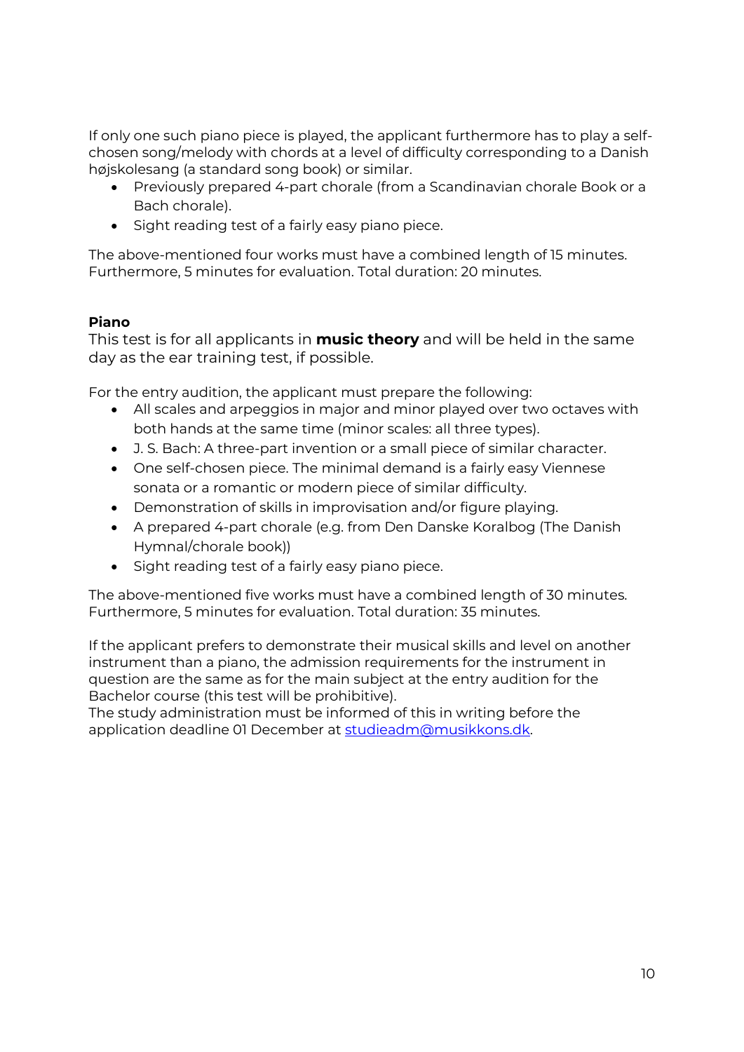If only one such piano piece is played, the applicant furthermore has to play a self-chosen song/melody with chords at a level of difficulty corresponding to a Danish højskolesang (a standard song book) or similar.

- Previously prepared 4-part chorale (from a Scandinavian chorale Book or a Bach chorale).
- Sight reading test of a fairly easy piano piece.

The above-mentioned four works must have a combined length of 15 minutes. Furthermore, 5 minutes for evaluation. Total duration: 20 minutes.

**Piano**

This test is for all applicants in **music theory** and will be held in the same day as the ear training test, if possible.

For the entry audition, the applicant must prepare the following:

- All scales and arpeggios in major and minor played over two octaves with both hands at the same time (minor scales: all three types).
- J. S. Bach: A three-part invention or a small piece of similar character.
- One self-chosen piece. The minimal demand is a fairly easy Viennese sonata or a romantic or modern piece of similar difficulty.
- Demonstration of skills in improvisation and/or figure playing.
- A prepared 4-part chorale (e.g. from Den Danske Koralbog (The Danish Hymnal/chorale book))
- Sight reading test of a fairly easy piano piece.

The above-mentioned five works must have a combined length of 30 minutes. Furthermore, 5 minutes for evaluation. Total duration: 35 minutes.

If the applicant prefers to demonstrate their musical skills and level on another instrument than a piano, the admission requirements for the instrument in question are the same as for the main subject at the entry audition for the Bachelor course (this test will be prohibitive).
The study administration must be informed of this in writing before the application deadline 01 December at studieadm@musikkons.dk.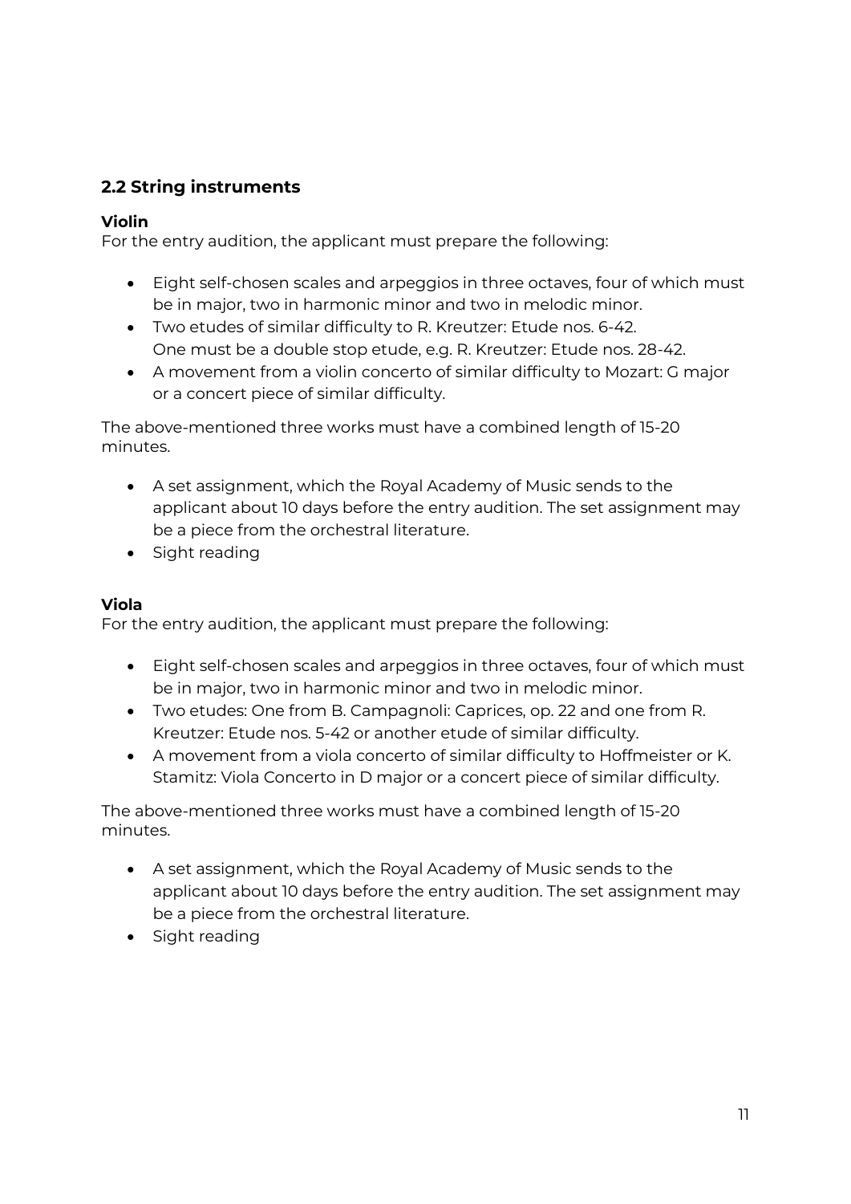## 2.2 String instruments

**Violin**
For the entry audition, the applicant must prepare the following:

- Eight self-chosen scales and arpeggios in three octaves, four of which must be in major, two in harmonic minor and two in melodic minor.
- Two etudes of similar difficulty to R. Kreutzer: Etude nos. 6-42.
  One must be a double stop etude, e.g. R. Kreutzer: Etude nos. 28-42.
- A movement from a violin concerto of similar difficulty to Mozart: G major or a concert piece of similar difficulty.

The above-mentioned three works must have a combined length of 15-20 minutes.

- A set assignment, which the Royal Academy of Music sends to the applicant about 10 days before the entry audition. The set assignment may be a piece from the orchestral literature.
- Sight reading

**Viola**
For the entry audition, the applicant must prepare the following:

- Eight self-chosen scales and arpeggios in three octaves, four of which must be in major, two in harmonic minor and two in melodic minor.
- Two etudes: One from B. Campagnoli: Caprices, op. 22 and one from R. Kreutzer: Etude nos. 5-42 or another etude of similar difficulty.
- A movement from a viola concerto of similar difficulty to Hoffmeister or K. Stamitz: Viola Concerto in D major or a concert piece of similar difficulty.

The above-mentioned three works must have a combined length of 15-20 minutes.

- A set assignment, which the Royal Academy of Music sends to the applicant about 10 days before the entry audition. The set assignment may be a piece from the orchestral literature.
- Sight reading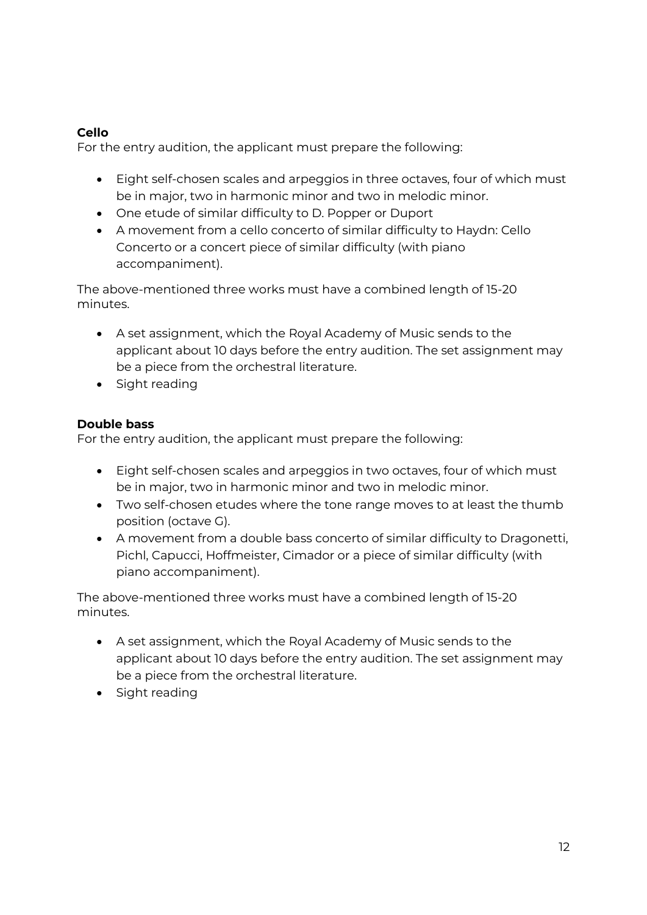**Cello**

For the entry audition, the applicant must prepare the following:

- Eight self-chosen scales and arpeggios in three octaves, four of which must be in major, two in harmonic minor and two in melodic minor.
- One etude of similar difficulty to D. Popper or Duport
- A movement from a cello concerto of similar difficulty to Haydn: Cello Concerto or a concert piece of similar difficulty (with piano accompaniment).

The above-mentioned three works must have a combined length of 15-20 minutes.

- A set assignment, which the Royal Academy of Music sends to the applicant about 10 days before the entry audition. The set assignment may be a piece from the orchestral literature.
- Sight reading

**Double bass**

For the entry audition, the applicant must prepare the following:

- Eight self-chosen scales and arpeggios in two octaves, four of which must be in major, two in harmonic minor and two in melodic minor.
- Two self-chosen etudes where the tone range moves to at least the thumb position (octave G).
- A movement from a double bass concerto of similar difficulty to Dragonetti, Pichl, Capucci, Hoffmeister, Cimador or a piece of similar difficulty (with piano accompaniment).

The above-mentioned three works must have a combined length of 15-20 minutes.

- A set assignment, which the Royal Academy of Music sends to the applicant about 10 days before the entry audition. The set assignment may be a piece from the orchestral literature.
- Sight reading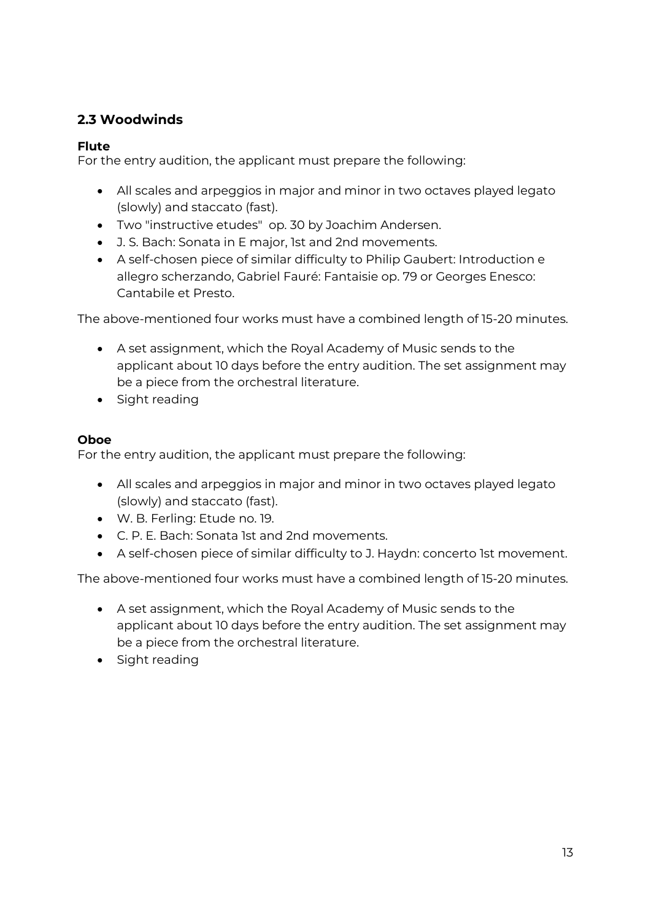## 2.3 Woodwinds

**Flute**
For the entry audition, the applicant must prepare the following:

- All scales and arpeggios in major and minor in two octaves played legato (slowly) and staccato (fast).
- Two "instructive etudes" op. 30 by Joachim Andersen.
- J. S. Bach: Sonata in E major, 1st and 2nd movements.
- A self-chosen piece of similar difficulty to Philip Gaubert: Introduction e allegro scherzando, Gabriel Fauré: Fantaisie op. 79 or Georges Enesco: Cantabile et Presto.

The above-mentioned four works must have a combined length of 15-20 minutes.

- A set assignment, which the Royal Academy of Music sends to the applicant about 10 days before the entry audition. The set assignment may be a piece from the orchestral literature.
- Sight reading

**Oboe**
For the entry audition, the applicant must prepare the following:

- All scales and arpeggios in major and minor in two octaves played legato (slowly) and staccato (fast).
- W. B. Ferling: Etude no. 19.
- C. P. E. Bach: Sonata 1st and 2nd movements.
- A self-chosen piece of similar difficulty to J. Haydn: concerto 1st movement.

The above-mentioned four works must have a combined length of 15-20 minutes.

- A set assignment, which the Royal Academy of Music sends to the applicant about 10 days before the entry audition. The set assignment may be a piece from the orchestral literature.
- Sight reading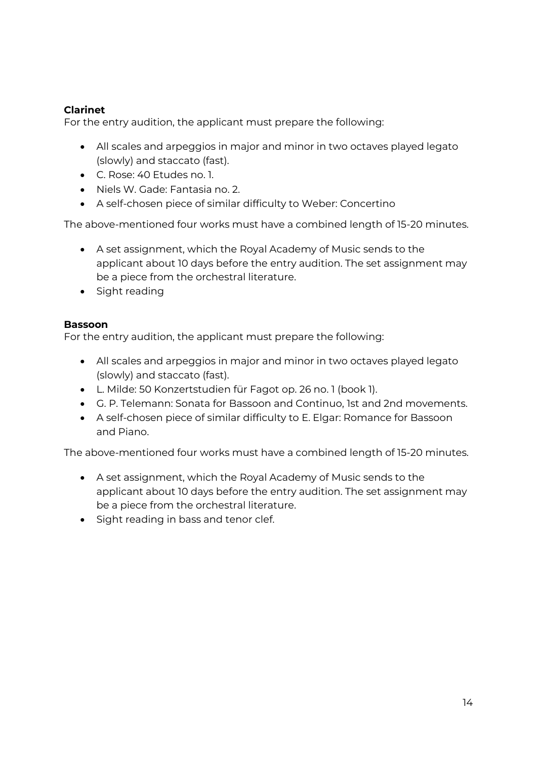**Clarinet**
For the entry audition, the applicant must prepare the following:

- All scales and arpeggios in major and minor in two octaves played legato (slowly) and staccato (fast).
- C. Rose: 40 Etudes no. 1.
- Niels W. Gade: Fantasia no. 2.
- A self-chosen piece of similar difficulty to Weber: Concertino

The above-mentioned four works must have a combined length of 15-20 minutes.

- A set assignment, which the Royal Academy of Music sends to the applicant about 10 days before the entry audition. The set assignment may be a piece from the orchestral literature.
- Sight reading

**Bassoon**
For the entry audition, the applicant must prepare the following:

- All scales and arpeggios in major and minor in two octaves played legato (slowly) and staccato (fast).
- L. Milde: 50 Konzertstudien für Fagot op. 26 no. 1 (book 1).
- G. P. Telemann: Sonata for Bassoon and Continuo, 1st and 2nd movements.
- A self-chosen piece of similar difficulty to E. Elgar: Romance for Bassoon and Piano.

The above-mentioned four works must have a combined length of 15-20 minutes.

- A set assignment, which the Royal Academy of Music sends to the applicant about 10 days before the entry audition. The set assignment may be a piece from the orchestral literature.
- Sight reading in bass and tenor clef.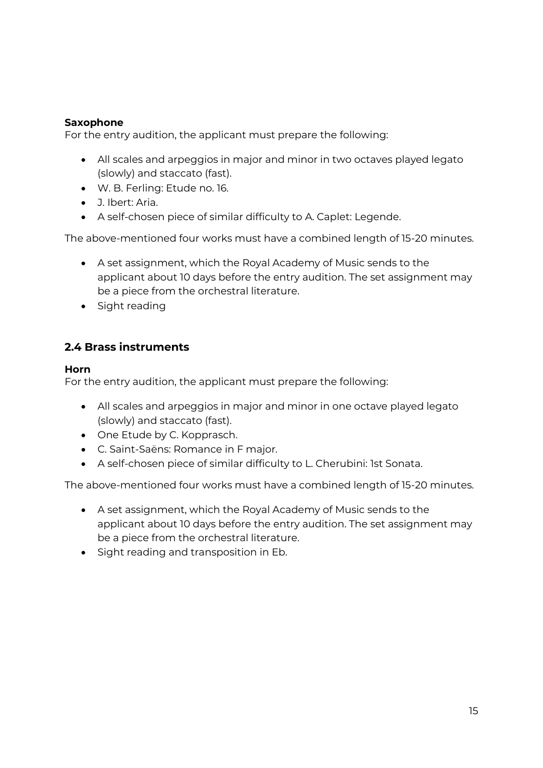**Saxophone**

For the entry audition, the applicant must prepare the following:

- All scales and arpeggios in major and minor in two octaves played legato (slowly) and staccato (fast).
- W. B. Ferling: Etude no. 16.
- J. Ibert: Aria.
- A self-chosen piece of similar difficulty to A. Caplet: Legende.

The above-mentioned four works must have a combined length of 15-20 minutes.

- A set assignment, which the Royal Academy of Music sends to the applicant about 10 days before the entry audition. The set assignment may be a piece from the orchestral literature.
- Sight reading

## 2.4 Brass instruments

**Horn**

For the entry audition, the applicant must prepare the following:

- All scales and arpeggios in major and minor in one octave played legato (slowly) and staccato (fast).
- One Etude by C. Kopprasch.
- C. Saint-Saëns: Romance in F major.
- A self-chosen piece of similar difficulty to L. Cherubini: 1st Sonata.

The above-mentioned four works must have a combined length of 15-20 minutes.

- A set assignment, which the Royal Academy of Music sends to the applicant about 10 days before the entry audition. The set assignment may be a piece from the orchestral literature.
- Sight reading and transposition in Eb.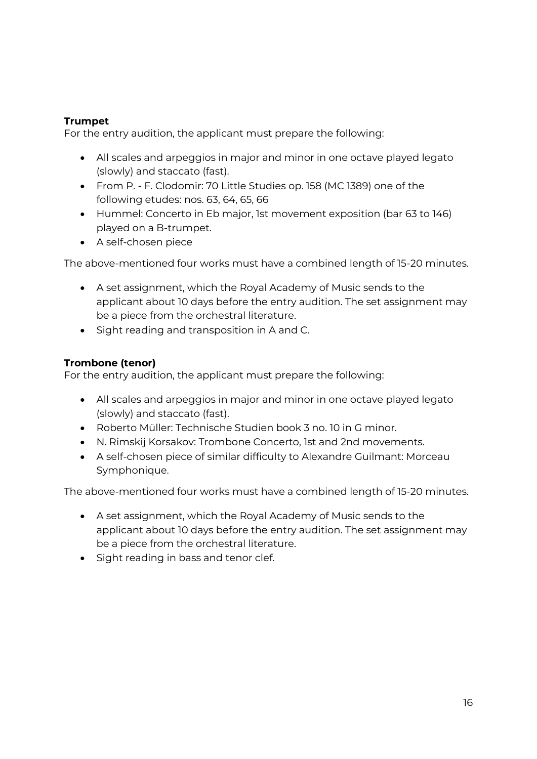**Trumpet**
For the entry audition, the applicant must prepare the following:

- All scales and arpeggios in major and minor in one octave played legato (slowly) and staccato (fast).
- From P. - F. Clodomir: 70 Little Studies op. 158 (MC 1389) one of the following etudes: nos. 63, 64, 65, 66
- Hummel: Concerto in Eb major, 1st movement exposition (bar 63 to 146) played on a B-trumpet.
- A self-chosen piece

The above-mentioned four works must have a combined length of 15-20 minutes.

- A set assignment, which the Royal Academy of Music sends to the applicant about 10 days before the entry audition. The set assignment may be a piece from the orchestral literature.
- Sight reading and transposition in A and C.

**Trombone (tenor)**
For the entry audition, the applicant must prepare the following:

- All scales and arpeggios in major and minor in one octave played legato (slowly) and staccato (fast).
- Roberto Müller: Technische Studien book 3 no. 10 in G minor.
- N. Rimskij Korsakov: Trombone Concerto, 1st and 2nd movements.
- A self-chosen piece of similar difficulty to Alexandre Guilmant: Morceau Symphonique.

The above-mentioned four works must have a combined length of 15-20 minutes.

- A set assignment, which the Royal Academy of Music sends to the applicant about 10 days before the entry audition. The set assignment may be a piece from the orchestral literature.
- Sight reading in bass and tenor clef.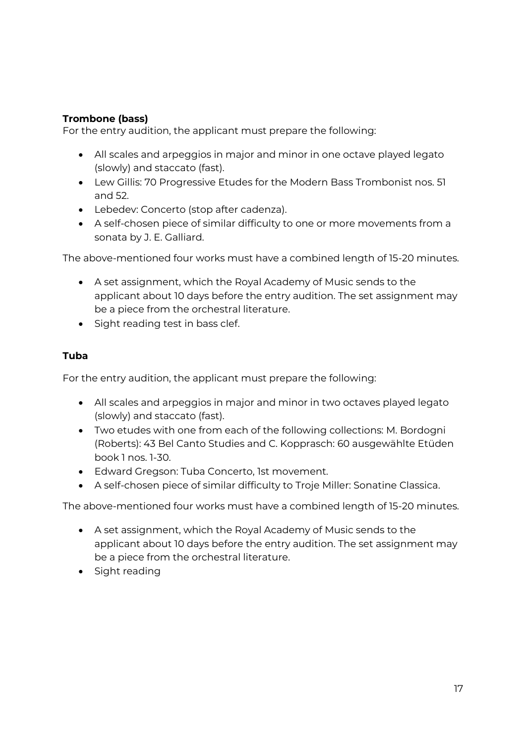**Trombone (bass)**

For the entry audition, the applicant must prepare the following:

- All scales and arpeggios in major and minor in one octave played legato (slowly) and staccato (fast).
- Lew Gillis: 70 Progressive Etudes for the Modern Bass Trombonist nos. 51 and 52.
- Lebedev: Concerto (stop after cadenza).
- A self-chosen piece of similar difficulty to one or more movements from a sonata by J. E. Galliard.

The above-mentioned four works must have a combined length of 15-20 minutes.

- A set assignment, which the Royal Academy of Music sends to the applicant about 10 days before the entry audition. The set assignment may be a piece from the orchestral literature.
- Sight reading test in bass clef.

**Tuba**

For the entry audition, the applicant must prepare the following:

- All scales and arpeggios in major and minor in two octaves played legato (slowly) and staccato (fast).
- Two etudes with one from each of the following collections: M. Bordogni (Roberts): 43 Bel Canto Studies and C. Kopprasch: 60 ausgewählte Etüden book 1 nos. 1-30.
- Edward Gregson: Tuba Concerto, 1st movement.
- A self-chosen piece of similar difficulty to Troje Miller: Sonatine Classica.

The above-mentioned four works must have a combined length of 15-20 minutes.

- A set assignment, which the Royal Academy of Music sends to the applicant about 10 days before the entry audition. The set assignment may be a piece from the orchestral literature.
- Sight reading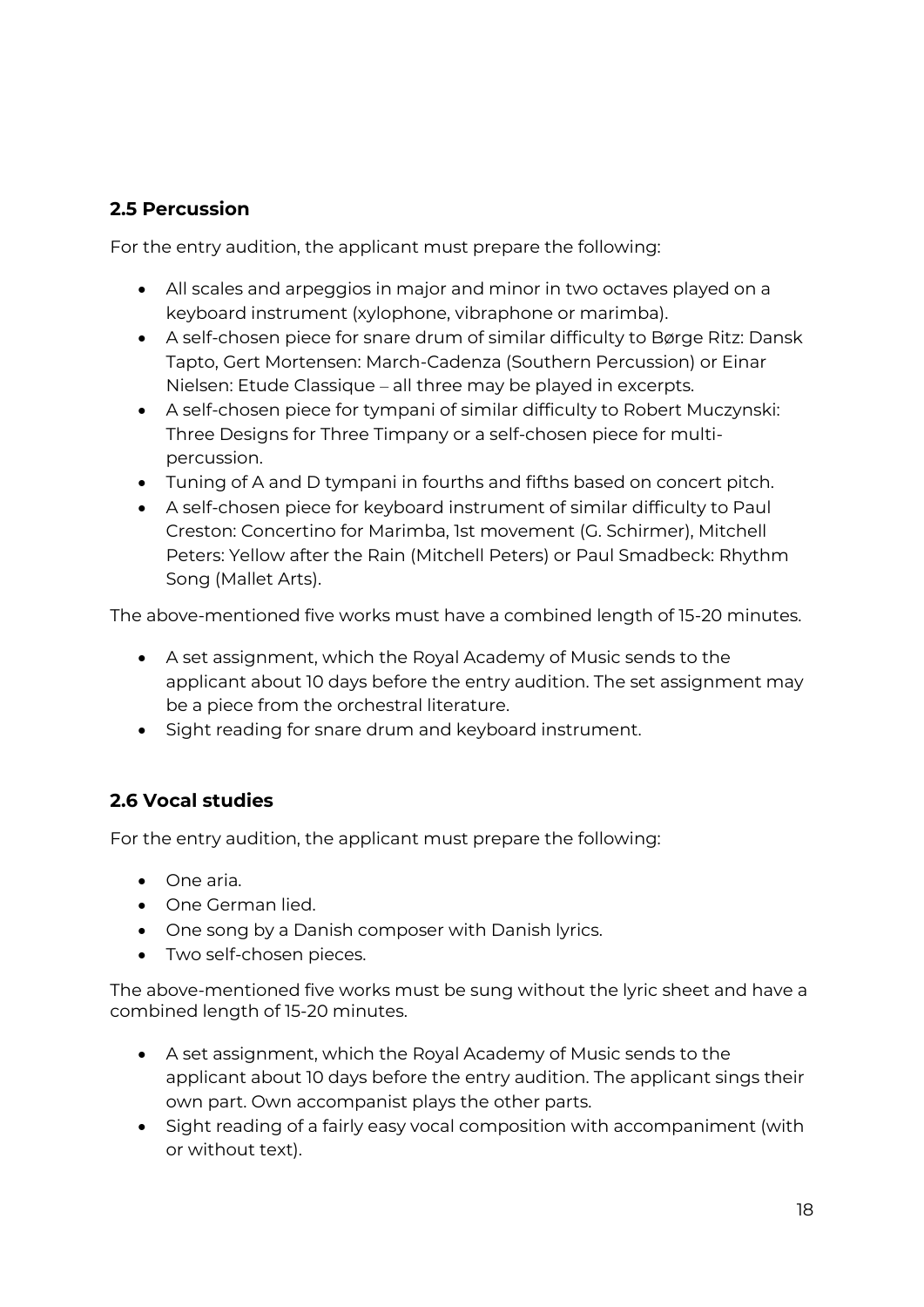## 2.5 Percussion

For the entry audition, the applicant must prepare the following:

- All scales and arpeggios in major and minor in two octaves played on a keyboard instrument (xylophone, vibraphone or marimba).
- A self-chosen piece for snare drum of similar difficulty to Børge Ritz: Dansk Tapto, Gert Mortensen: March-Cadenza (Southern Percussion) or Einar Nielsen: Etude Classique – all three may be played in excerpts.
- A self-chosen piece for tympani of similar difficulty to Robert Muczynski: Three Designs for Three Timpany or a self-chosen piece for multi-percussion.
- Tuning of A and D tympani in fourths and fifths based on concert pitch.
- A self-chosen piece for keyboard instrument of similar difficulty to Paul Creston: Concertino for Marimba, 1st movement (G. Schirmer), Mitchell Peters: Yellow after the Rain (Mitchell Peters) or Paul Smadbeck: Rhythm Song (Mallet Arts).

The above-mentioned five works must have a combined length of 15-20 minutes.

- A set assignment, which the Royal Academy of Music sends to the applicant about 10 days before the entry audition. The set assignment may be a piece from the orchestral literature.
- Sight reading for snare drum and keyboard instrument.

## 2.6 Vocal studies

For the entry audition, the applicant must prepare the following:

- One aria.
- One German lied.
- One song by a Danish composer with Danish lyrics.
- Two self-chosen pieces.

The above-mentioned five works must be sung without the lyric sheet and have a combined length of 15-20 minutes.

- A set assignment, which the Royal Academy of Music sends to the applicant about 10 days before the entry audition. The applicant sings their own part. Own accompanist plays the other parts.
- Sight reading of a fairly easy vocal composition with accompaniment (with or without text).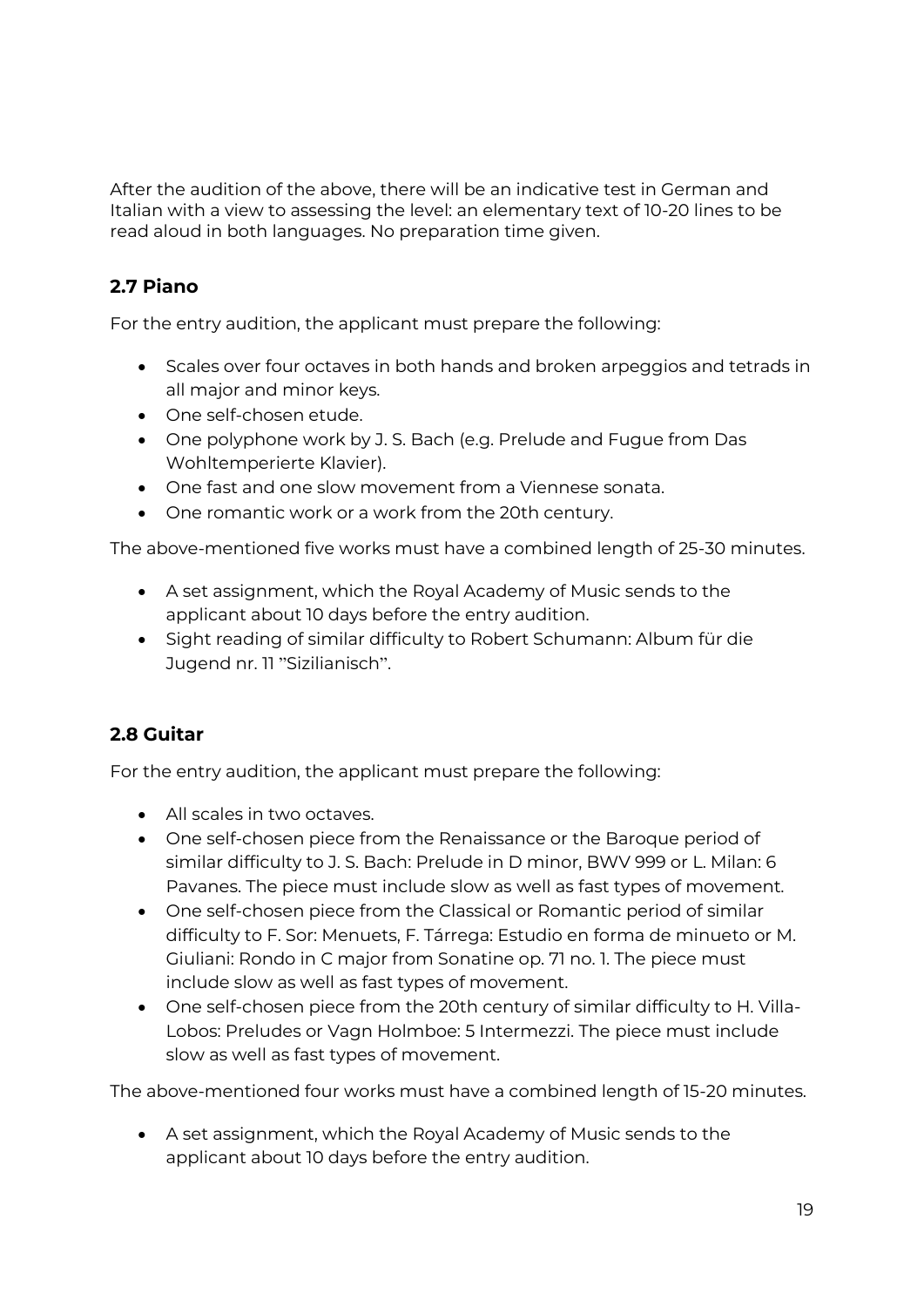After the audition of the above, there will be an indicative test in German and Italian with a view to assessing the level: an elementary text of 10-20 lines to be read aloud in both languages. No preparation time given.

### 2.7 Piano

For the entry audition, the applicant must prepare the following:

- Scales over four octaves in both hands and broken arpeggios and tetrads in all major and minor keys.
- One self-chosen etude.
- One polyphone work by J. S. Bach (e.g. Prelude and Fugue from Das Wohltemperierte Klavier).
- One fast and one slow movement from a Viennese sonata.
- One romantic work or a work from the 20th century.

The above-mentioned five works must have a combined length of 25-30 minutes.

- A set assignment, which the Royal Academy of Music sends to the applicant about 10 days before the entry audition.
- Sight reading of similar difficulty to Robert Schumann: Album für die Jugend nr. 11 "Sizilianisch".

### 2.8 Guitar

For the entry audition, the applicant must prepare the following:

- All scales in two octaves.
- One self-chosen piece from the Renaissance or the Baroque period of similar difficulty to J. S. Bach: Prelude in D minor, BWV 999 or L. Milan: 6 Pavanes. The piece must include slow as well as fast types of movement.
- One self-chosen piece from the Classical or Romantic period of similar difficulty to F. Sor: Menuets, F. Tárrega: Estudio en forma de minueto or M. Giuliani: Rondo in C major from Sonatine op. 71 no. 1. The piece must include slow as well as fast types of movement.
- One self-chosen piece from the 20th century of similar difficulty to H. Villa-Lobos: Preludes or Vagn Holmboe: 5 Intermezzi. The piece must include slow as well as fast types of movement.

The above-mentioned four works must have a combined length of 15-20 minutes.

- A set assignment, which the Royal Academy of Music sends to the applicant about 10 days before the entry audition.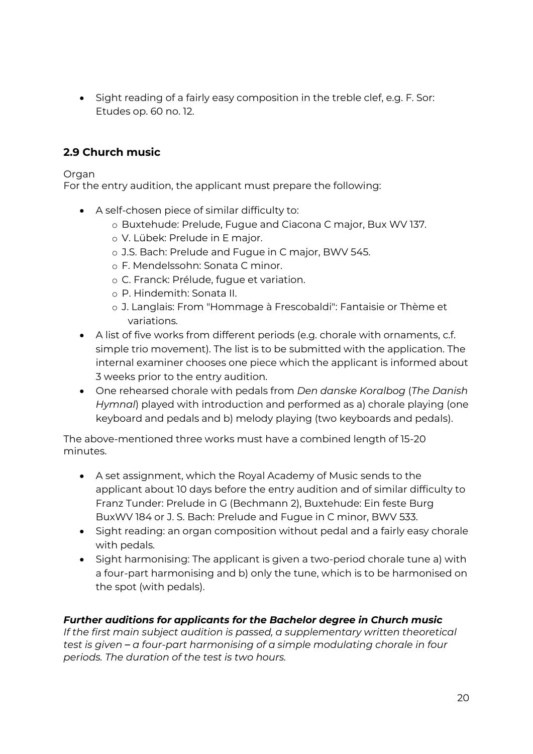- Sight reading of a fairly easy composition in the treble clef, e.g. F. Sor: Etudes op. 60 no. 12.

## 2.9 Church music

Organ
For the entry audition, the applicant must prepare the following:

- A self-chosen piece of similar difficulty to:
    - Buxtehude: Prelude, Fugue and Ciacona C major, Bux WV 137.
    - V. Lübek: Prelude in E major.
    - J.S. Bach: Prelude and Fugue in C major, BWV 545.
    - F. Mendelssohn: Sonata C minor.
    - C. Franck: Prélude, fugue et variation.
    - P. Hindemith: Sonata II.
    - J. Langlais: From "Hommage à Frescobaldi": Fantaisie or Thème et variations.
- A list of five works from different periods (e.g. chorale with ornaments, c.f. simple trio movement). The list is to be submitted with the application. The internal examiner chooses one piece which the applicant is informed about 3 weeks prior to the entry audition.
- One rehearsed chorale with pedals from *Den danske Koralbog* (*The Danish Hymnal*) played with introduction and performed as a) chorale playing (one keyboard and pedals and b) melody playing (two keyboards and pedals).

The above-mentioned three works must have a combined length of 15-20 minutes.

- A set assignment, which the Royal Academy of Music sends to the applicant about 10 days before the entry audition and of similar difficulty to Franz Tunder: Prelude in G (Bechmann 2), Buxtehude: Ein feste Burg BuxWV 184 or J. S. Bach: Prelude and Fugue in C minor, BWV 533.
- Sight reading: an organ composition without pedal and a fairly easy chorale with pedals.
- Sight harmonising: The applicant is given a two-period chorale tune a) with a four-part harmonising and b) only the tune, which is to be harmonised on the spot (with pedals).

***Further auditions for applicants for the Bachelor degree in Church music***
*If the first main subject audition is passed, a supplementary written theoretical test is given – a four-part harmonising of a simple modulating chorale in four periods. The duration of the test is two hours.*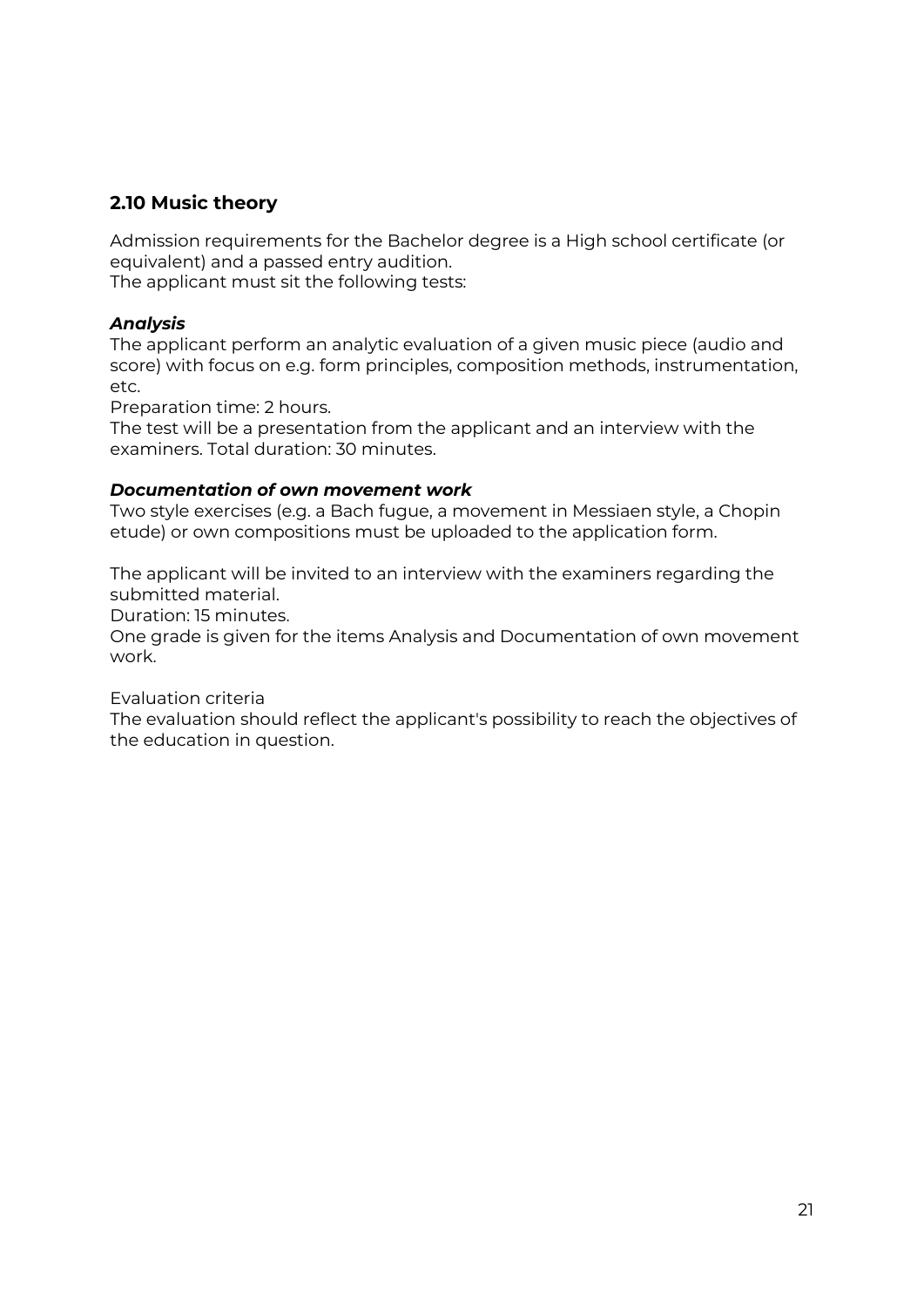## 2.10 Music theory

Admission requirements for the Bachelor degree is a High school certificate (or equivalent) and a passed entry audition.
The applicant must sit the following tests:

***Analysis***
The applicant perform an analytic evaluation of a given music piece (audio and score) with focus on e.g. form principles, composition methods, instrumentation, etc.
Preparation time: 2 hours.
The test will be a presentation from the applicant and an interview with the examiners. Total duration: 30 minutes.

***Documentation of own movement work***
Two style exercises (e.g. a Bach fugue, a movement in Messiaen style, a Chopin etude) or own compositions must be uploaded to the application form.

The applicant will be invited to an interview with the examiners regarding the submitted material.
Duration: 15 minutes.
One grade is given for the items Analysis and Documentation of own movement work.

Evaluation criteria
The evaluation should reflect the applicant's possibility to reach the objectives of the education in question.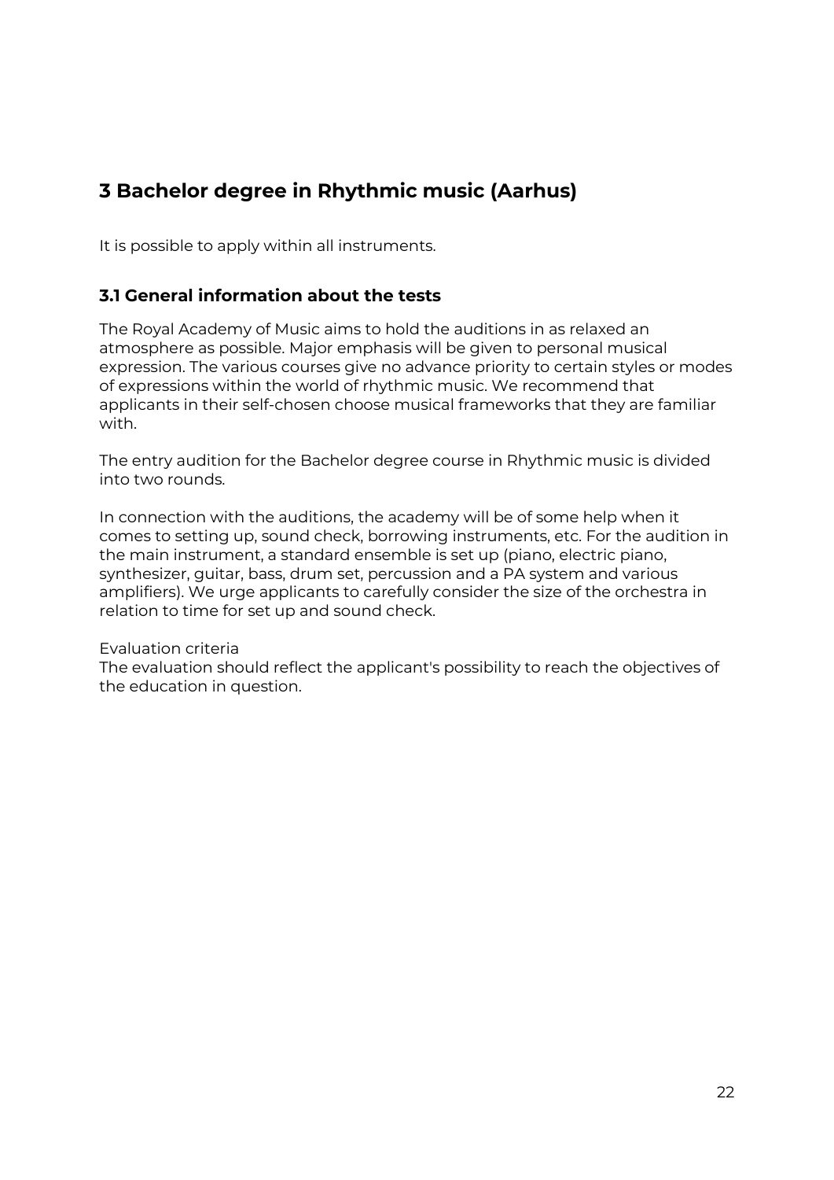# 3 Bachelor degree in Rhythmic music (Aarhus)

It is possible to apply within all instruments.

## 3.1 General information about the tests

The Royal Academy of Music aims to hold the auditions in as relaxed an atmosphere as possible. Major emphasis will be given to personal musical expression. The various courses give no advance priority to certain styles or modes of expressions within the world of rhythmic music. We recommend that applicants in their self-chosen choose musical frameworks that they are familiar with.

The entry audition for the Bachelor degree course in Rhythmic music is divided into two rounds.

In connection with the auditions, the academy will be of some help when it comes to setting up, sound check, borrowing instruments, etc. For the audition in the main instrument, a standard ensemble is set up (piano, electric piano, synthesizer, guitar, bass, drum set, percussion and a PA system and various amplifiers). We urge applicants to carefully consider the size of the orchestra in relation to time for set up and sound check.

Evaluation criteria
The evaluation should reflect the applicant's possibility to reach the objectives of the education in question.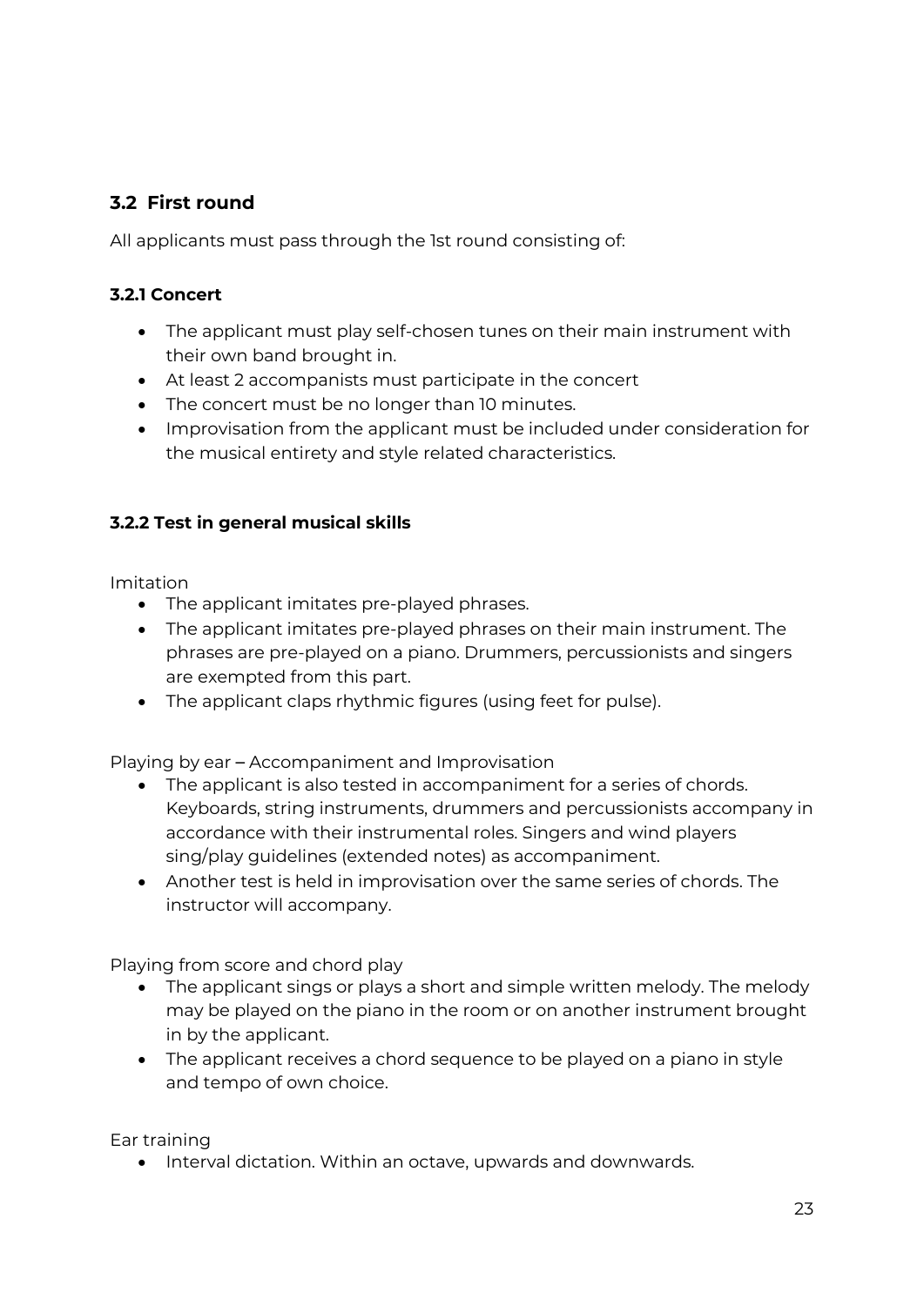## 3.2 First round

All applicants must pass through the 1st round consisting of:

### 3.2.1 Concert

- The applicant must play self-chosen tunes on their main instrument with their own band brought in.
- At least 2 accompanists must participate in the concert
- The concert must be no longer than 10 minutes.
- Improvisation from the applicant must be included under consideration for the musical entirety and style related characteristics.

### 3.2.2 Test in general musical skills

Imitation

- The applicant imitates pre-played phrases.
- The applicant imitates pre-played phrases on their main instrument. The phrases are pre-played on a piano. Drummers, percussionists and singers are exempted from this part.
- The applicant claps rhythmic figures (using feet for pulse).

Playing by ear – Accompaniment and Improvisation

- The applicant is also tested in accompaniment for a series of chords. Keyboards, string instruments, drummers and percussionists accompany in accordance with their instrumental roles. Singers and wind players sing/play guidelines (extended notes) as accompaniment.
- Another test is held in improvisation over the same series of chords. The instructor will accompany.

Playing from score and chord play

- The applicant sings or plays a short and simple written melody. The melody may be played on the piano in the room or on another instrument brought in by the applicant.
- The applicant receives a chord sequence to be played on a piano in style and tempo of own choice.

Ear training

- Interval dictation. Within an octave, upwards and downwards.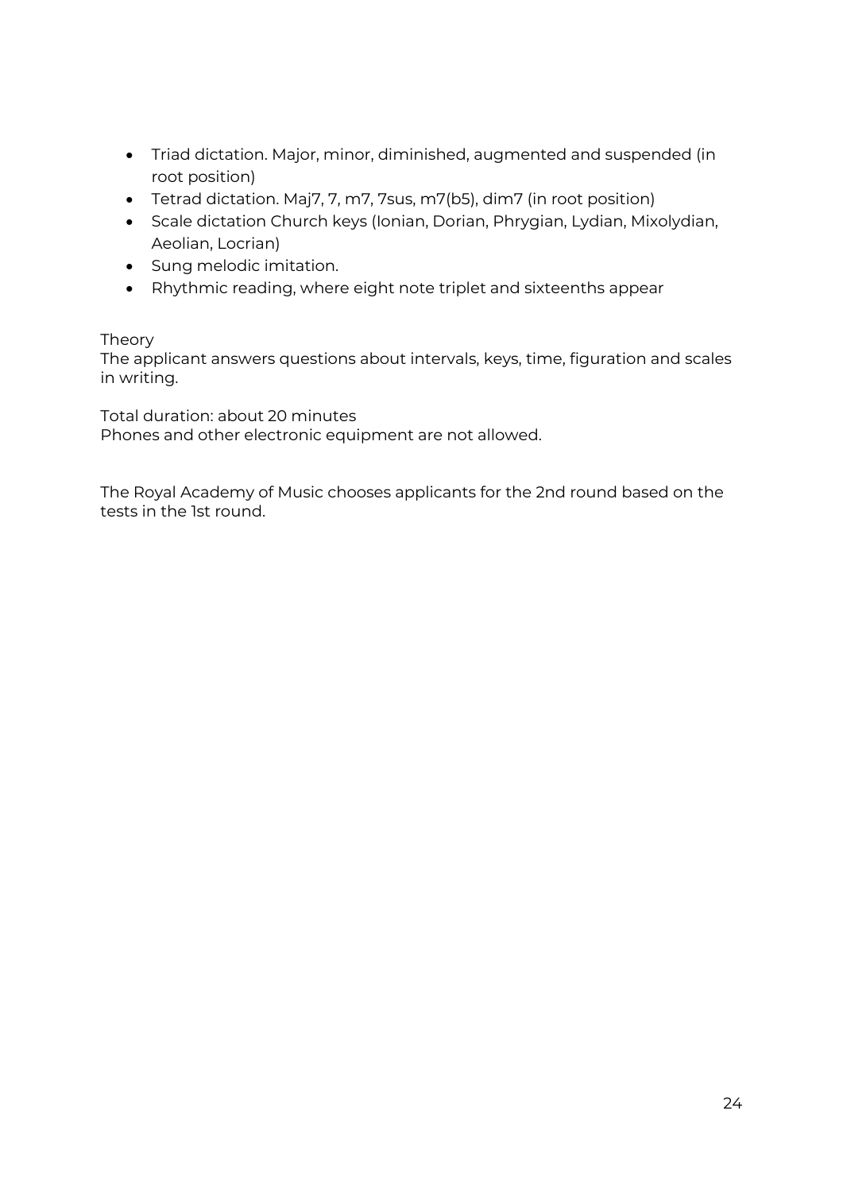- Triad dictation. Major, minor, diminished, augmented and suspended (in root position)
- Tetrad dictation. Maj7, 7, m7, 7sus, m7(b5), dim7 (in root position)
- Scale dictation Church keys (Ionian, Dorian, Phrygian, Lydian, Mixolydian, Aeolian, Locrian)
- Sung melodic imitation.
- Rhythmic reading, where eight note triplet and sixteenths appear

Theory
The applicant answers questions about intervals, keys, time, figuration and scales in writing.

Total duration: about 20 minutes
Phones and other electronic equipment are not allowed.

The Royal Academy of Music chooses applicants for the 2nd round based on the tests in the 1st round.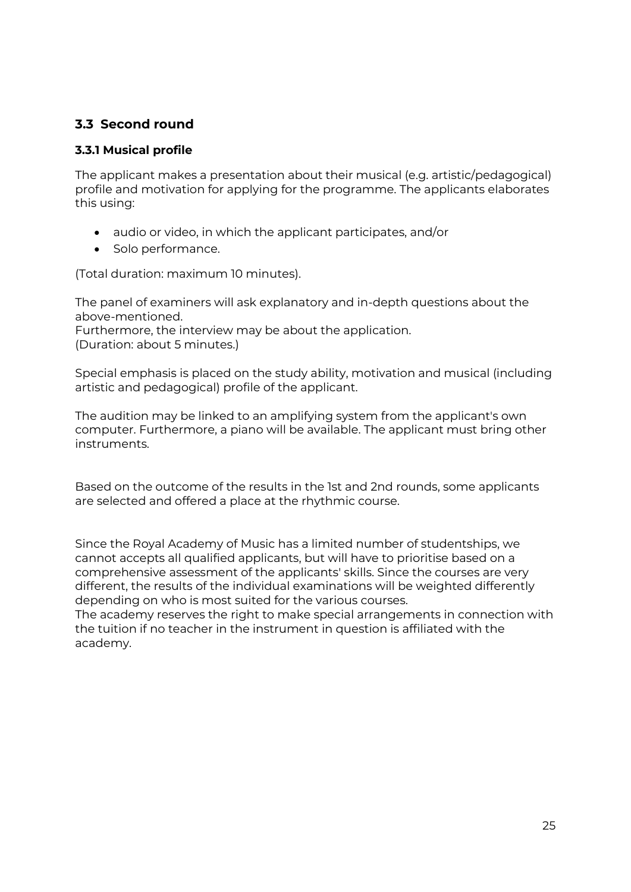## 3.3 Second round

### 3.3.1 Musical profile

The applicant makes a presentation about their musical (e.g. artistic/pedagogical) profile and motivation for applying for the programme. The applicants elaborates this using:

- audio or video, in which the applicant participates, and/or
- Solo performance.

(Total duration: maximum 10 minutes).

The panel of examiners will ask explanatory and in-depth questions about the above-mentioned.
Furthermore, the interview may be about the application.
(Duration: about 5 minutes.)

Special emphasis is placed on the study ability, motivation and musical (including artistic and pedagogical) profile of the applicant.

The audition may be linked to an amplifying system from the applicant's own computer. Furthermore, a piano will be available. The applicant must bring other instruments.

Based on the outcome of the results in the 1st and 2nd rounds, some applicants are selected and offered a place at the rhythmic course.

Since the Royal Academy of Music has a limited number of studentships, we cannot accepts all qualified applicants, but will have to prioritise based on a comprehensive assessment of the applicants' skills. Since the courses are very different, the results of the individual examinations will be weighted differently depending on who is most suited for the various courses.
The academy reserves the right to make special arrangements in connection with the tuition if no teacher in the instrument in question is affiliated with the academy.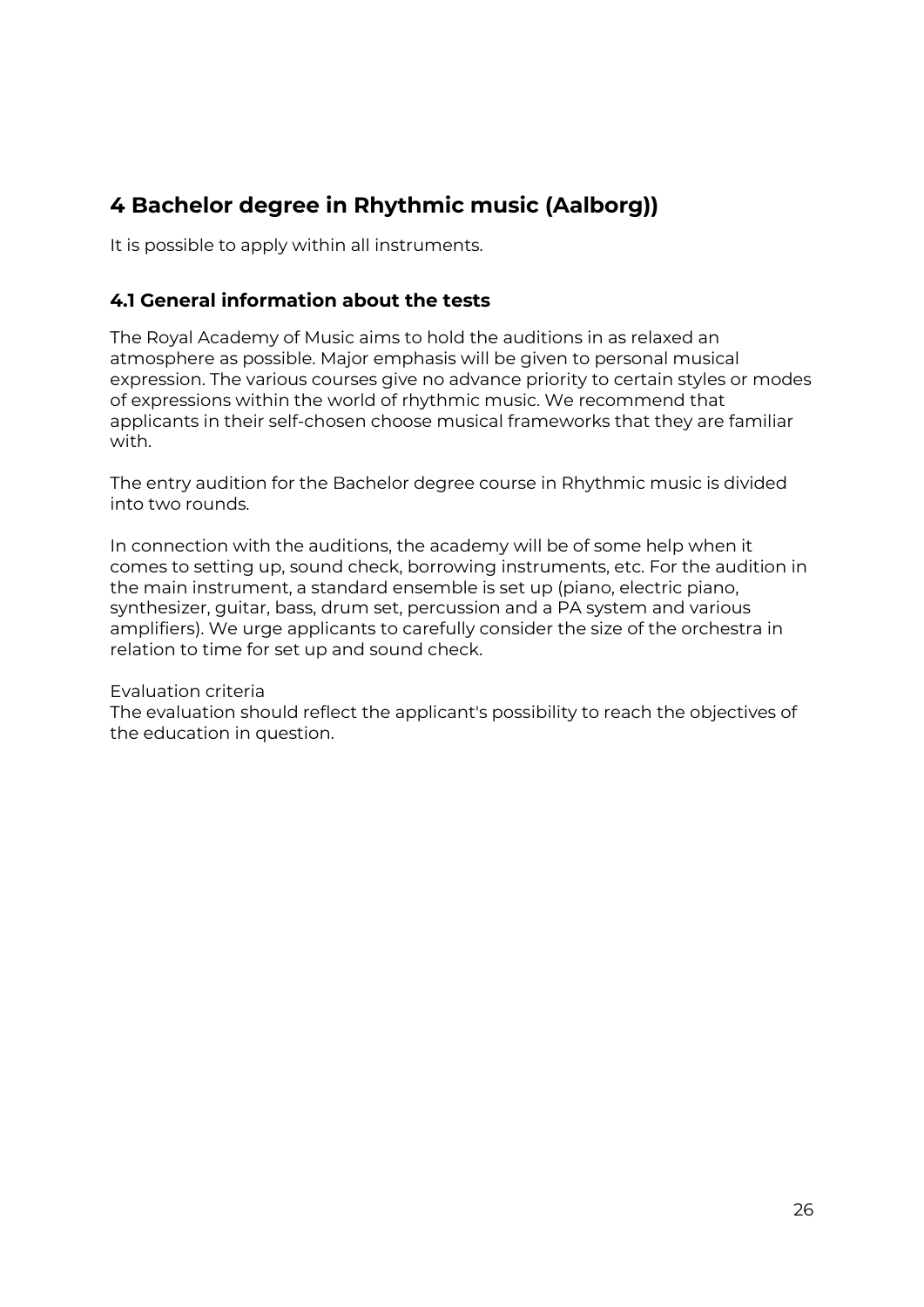# 4 Bachelor degree in Rhythmic music (Aalborg))

It is possible to apply within all instruments.

## 4.1 General information about the tests

The Royal Academy of Music aims to hold the auditions in as relaxed an atmosphere as possible. Major emphasis will be given to personal musical expression. The various courses give no advance priority to certain styles or modes of expressions within the world of rhythmic music. We recommend that applicants in their self-chosen choose musical frameworks that they are familiar with.

The entry audition for the Bachelor degree course in Rhythmic music is divided into two rounds.

In connection with the auditions, the academy will be of some help when it comes to setting up, sound check, borrowing instruments, etc. For the audition in the main instrument, a standard ensemble is set up (piano, electric piano, synthesizer, guitar, bass, drum set, percussion and a PA system and various amplifiers). We urge applicants to carefully consider the size of the orchestra in relation to time for set up and sound check.

Evaluation criteria
The evaluation should reflect the applicant's possibility to reach the objectives of the education in question.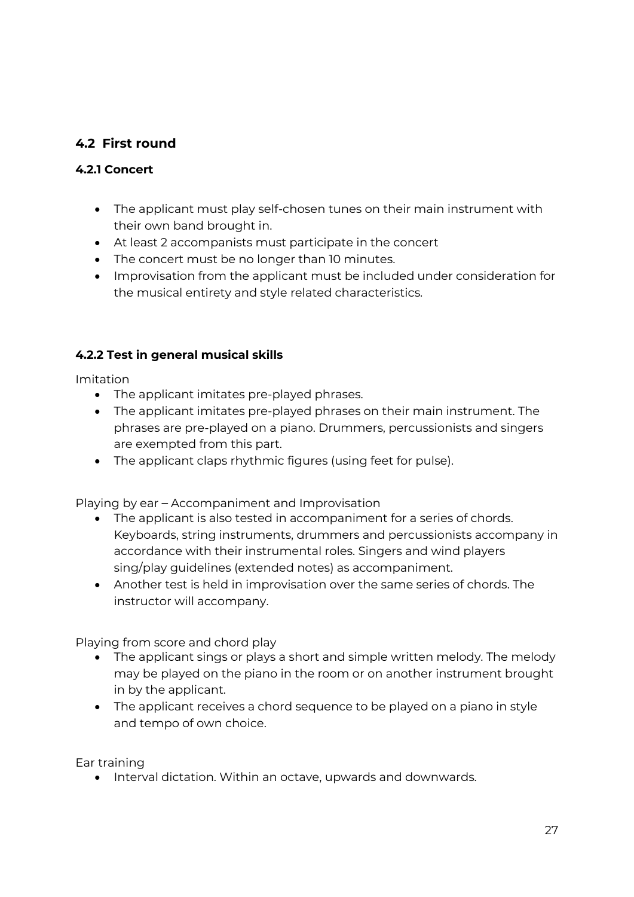## 4.2 First round

### 4.2.1 Concert

- The applicant must play self-chosen tunes on their main instrument with their own band brought in.
- At least 2 accompanists must participate in the concert
- The concert must be no longer than 10 minutes.
- Improvisation from the applicant must be included under consideration for the musical entirety and style related characteristics.

### 4.2.2 Test in general musical skills

Imitation

- The applicant imitates pre-played phrases.
- The applicant imitates pre-played phrases on their main instrument. The phrases are pre-played on a piano. Drummers, percussionists and singers are exempted from this part.
- The applicant claps rhythmic figures (using feet for pulse).

Playing by ear – Accompaniment and Improvisation

- The applicant is also tested in accompaniment for a series of chords. Keyboards, string instruments, drummers and percussionists accompany in accordance with their instrumental roles. Singers and wind players sing/play guidelines (extended notes) as accompaniment.
- Another test is held in improvisation over the same series of chords. The instructor will accompany.

Playing from score and chord play

- The applicant sings or plays a short and simple written melody. The melody may be played on the piano in the room or on another instrument brought in by the applicant.
- The applicant receives a chord sequence to be played on a piano in style and tempo of own choice.

Ear training

- Interval dictation. Within an octave, upwards and downwards.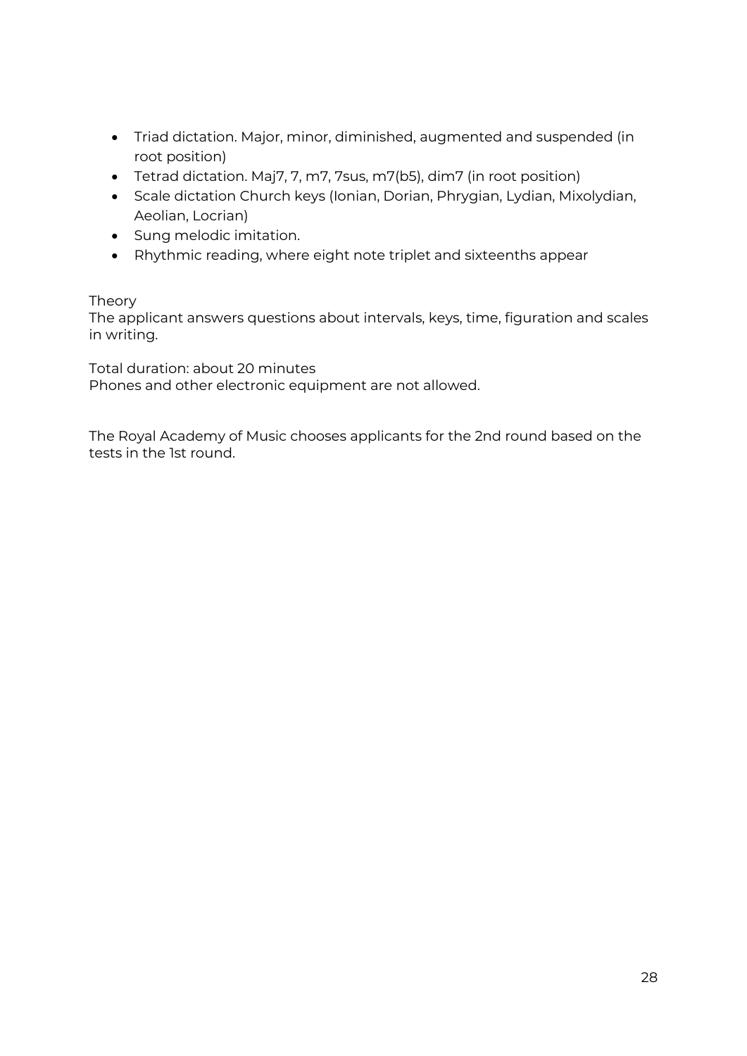- Triad dictation. Major, minor, diminished, augmented and suspended (in root position)
- Tetrad dictation. Maj7, 7, m7, 7sus, m7(b5), dim7 (in root position)
- Scale dictation Church keys (Ionian, Dorian, Phrygian, Lydian, Mixolydian, Aeolian, Locrian)
- Sung melodic imitation.
- Rhythmic reading, where eight note triplet and sixteenths appear

Theory
The applicant answers questions about intervals, keys, time, figuration and scales in writing.

Total duration: about 20 minutes
Phones and other electronic equipment are not allowed.

The Royal Academy of Music chooses applicants for the 2nd round based on the tests in the 1st round.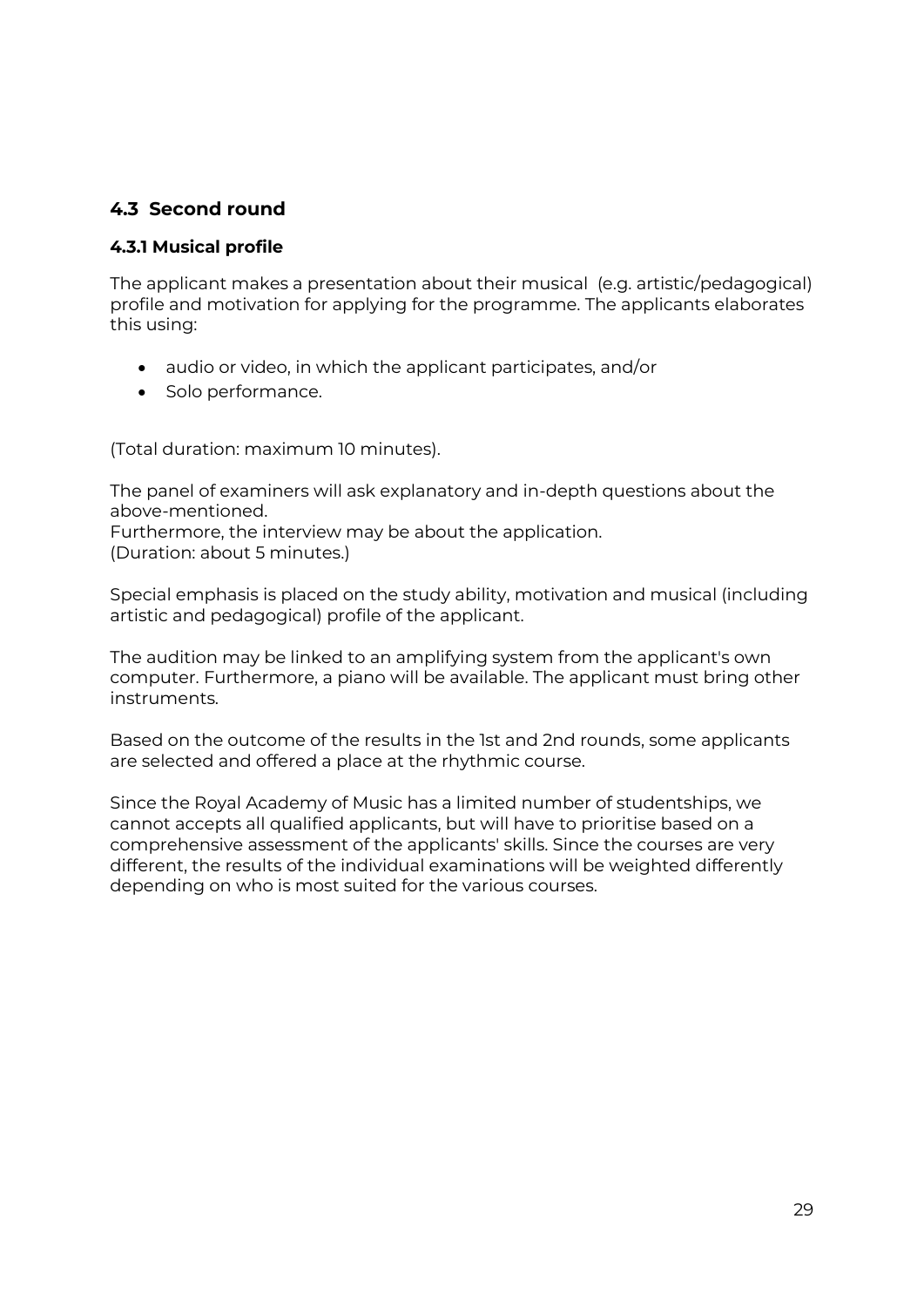## 4.3 Second round

### 4.3.1 Musical profile

The applicant makes a presentation about their musical (e.g. artistic/pedagogical) profile and motivation for applying for the programme. The applicants elaborates this using:

- audio or video, in which the applicant participates, and/or
- Solo performance.

(Total duration: maximum 10 minutes).

The panel of examiners will ask explanatory and in-depth questions about the above-mentioned.
Furthermore, the interview may be about the application.
(Duration: about 5 minutes.)

Special emphasis is placed on the study ability, motivation and musical (including artistic and pedagogical) profile of the applicant.

The audition may be linked to an amplifying system from the applicant's own computer. Furthermore, a piano will be available. The applicant must bring other instruments.

Based on the outcome of the results in the 1st and 2nd rounds, some applicants are selected and offered a place at the rhythmic course.

Since the Royal Academy of Music has a limited number of studentships, we cannot accepts all qualified applicants, but will have to prioritise based on a comprehensive assessment of the applicants' skills. Since the courses are very different, the results of the individual examinations will be weighted differently depending on who is most suited for the various courses.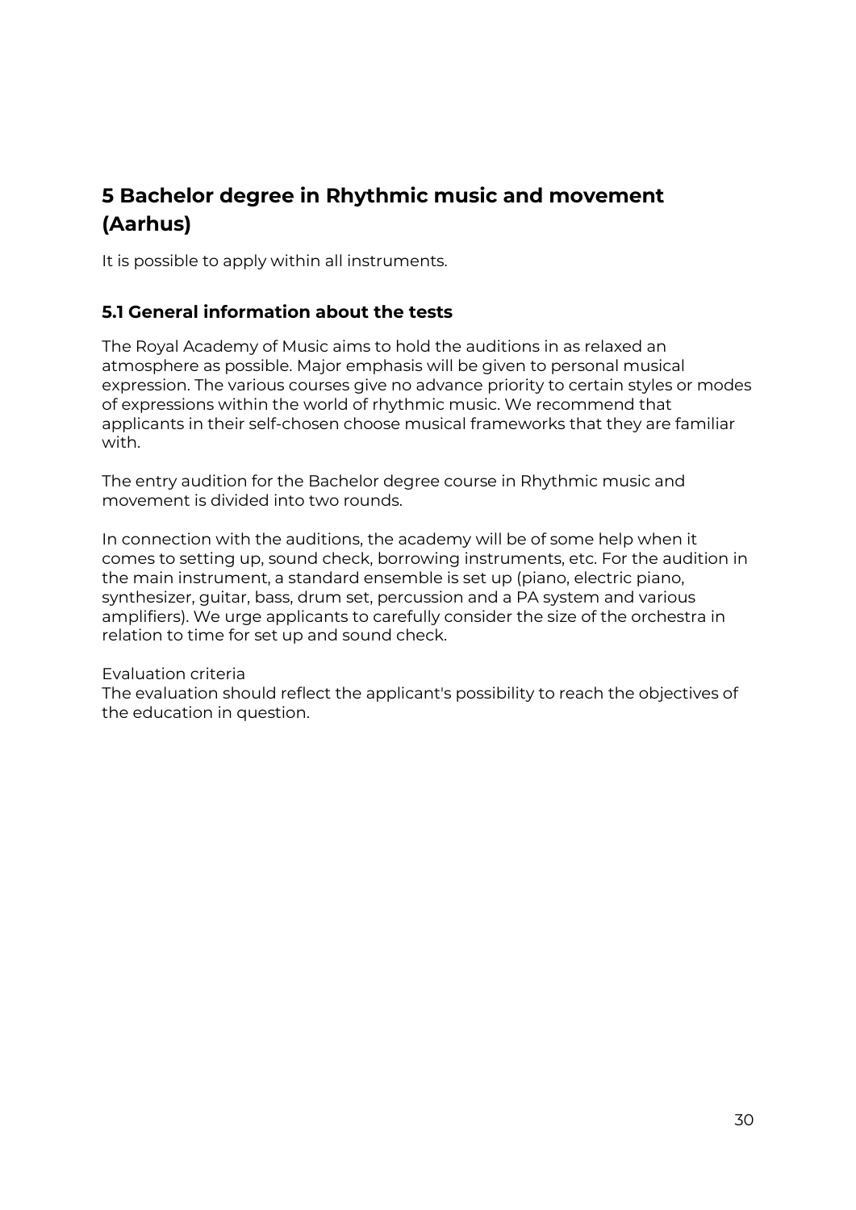## 5 Bachelor degree in Rhythmic music and movement (Aarhus)

It is possible to apply within all instruments.

### 5.1 General information about the tests

The Royal Academy of Music aims to hold the auditions in as relaxed an atmosphere as possible. Major emphasis will be given to personal musical expression. The various courses give no advance priority to certain styles or modes of expressions within the world of rhythmic music. We recommend that applicants in their self-chosen choose musical frameworks that they are familiar with.

The entry audition for the Bachelor degree course in Rhythmic music and movement is divided into two rounds.

In connection with the auditions, the academy will be of some help when it comes to setting up, sound check, borrowing instruments, etc. For the audition in the main instrument, a standard ensemble is set up (piano, electric piano, synthesizer, guitar, bass, drum set, percussion and a PA system and various amplifiers). We urge applicants to carefully consider the size of the orchestra in relation to time for set up and sound check.

Evaluation criteria
The evaluation should reflect the applicant's possibility to reach the objectives of the education in question.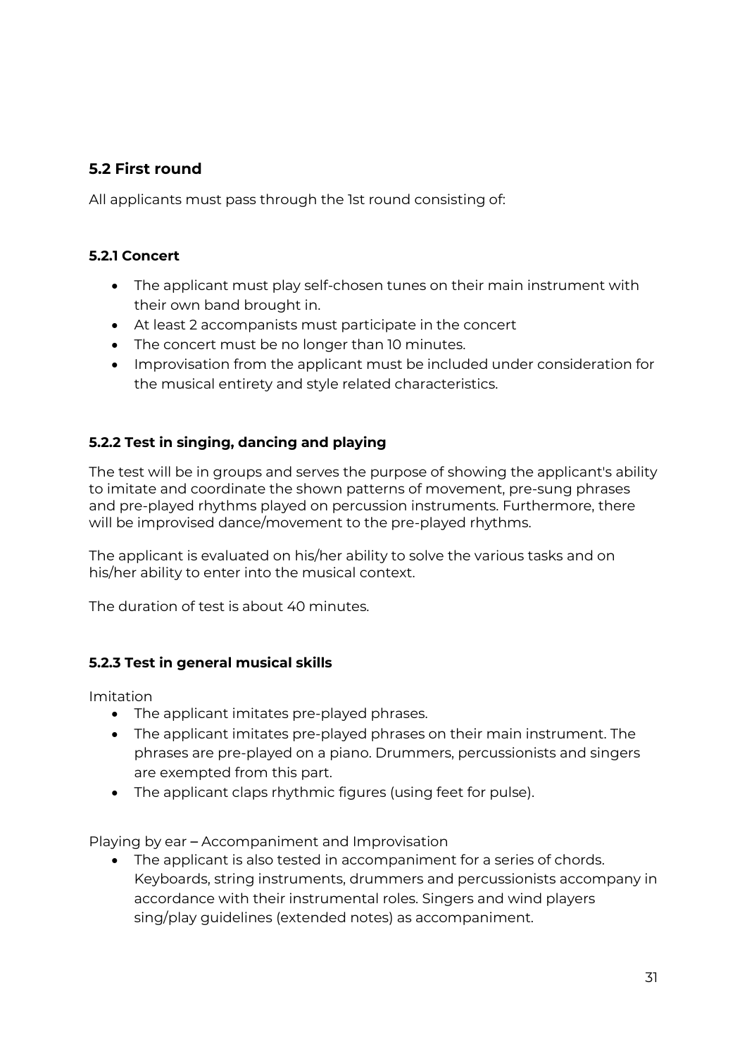## 5.2 First round

All applicants must pass through the 1st round consisting of:

### 5.2.1 Concert

- The applicant must play self-chosen tunes on their main instrument with their own band brought in.
- At least 2 accompanists must participate in the concert
- The concert must be no longer than 10 minutes.
- Improvisation from the applicant must be included under consideration for the musical entirety and style related characteristics.

### 5.2.2 Test in singing, dancing and playing

The test will be in groups and serves the purpose of showing the applicant's ability to imitate and coordinate the shown patterns of movement, pre-sung phrases and pre-played rhythms played on percussion instruments. Furthermore, there will be improvised dance/movement to the pre-played rhythms.

The applicant is evaluated on his/her ability to solve the various tasks and on his/her ability to enter into the musical context.

The duration of test is about 40 minutes.

### 5.2.3 Test in general musical skills

Imitation

- The applicant imitates pre-played phrases.
- The applicant imitates pre-played phrases on their main instrument. The phrases are pre-played on a piano. Drummers, percussionists and singers are exempted from this part.
- The applicant claps rhythmic figures (using feet for pulse).

Playing by ear – Accompaniment and Improvisation

- The applicant is also tested in accompaniment for a series of chords. Keyboards, string instruments, drummers and percussionists accompany in accordance with their instrumental roles. Singers and wind players sing/play guidelines (extended notes) as accompaniment.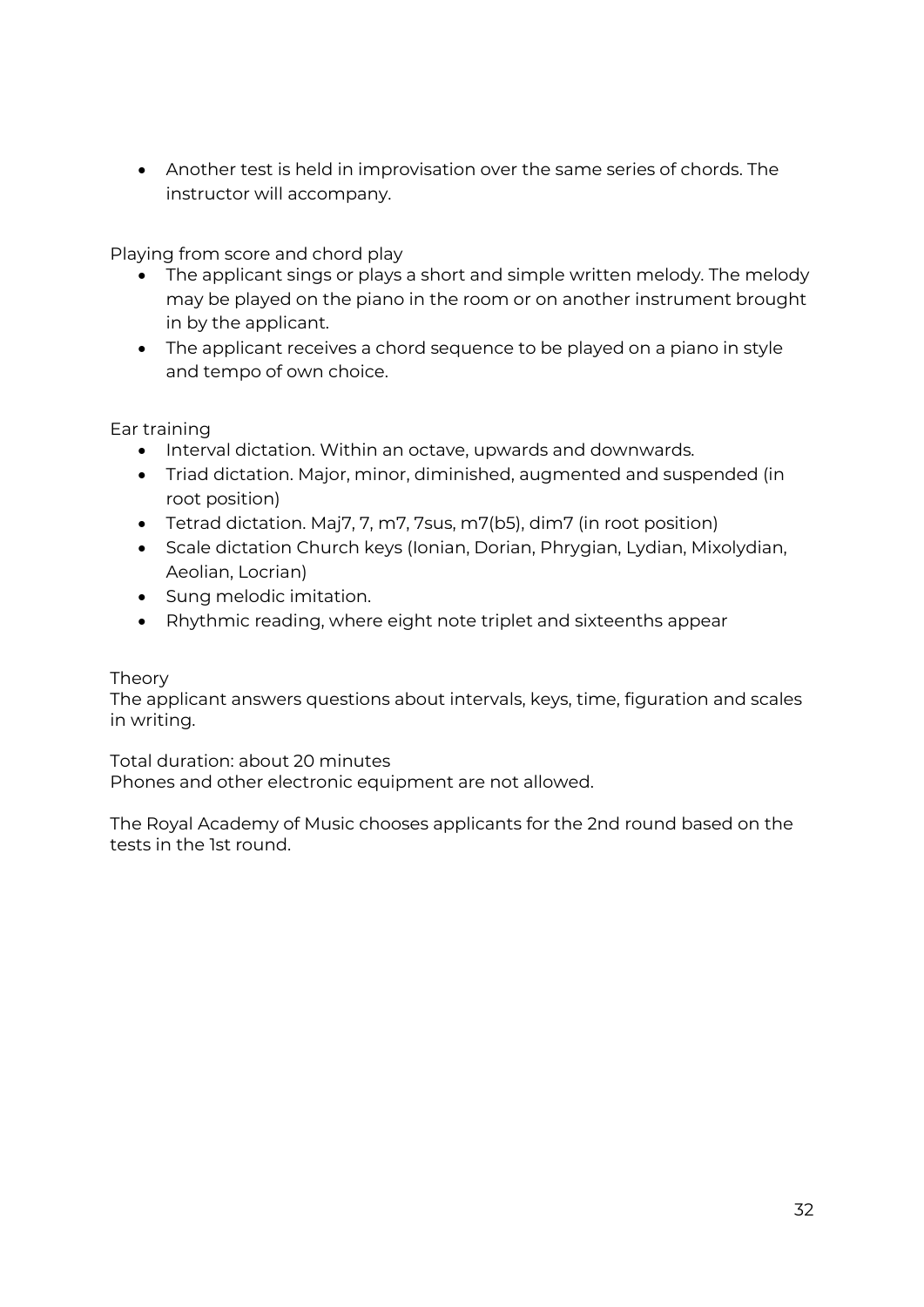- Another test is held in improvisation over the same series of chords. The instructor will accompany.

Playing from score and chord play

- The applicant sings or plays a short and simple written melody. The melody may be played on the piano in the room or on another instrument brought in by the applicant.
- The applicant receives a chord sequence to be played on a piano in style and tempo of own choice.

Ear training

- Interval dictation. Within an octave, upwards and downwards.
- Triad dictation. Major, minor, diminished, augmented and suspended (in root position)
- Tetrad dictation. Maj7, 7, m7, 7sus, m7(b5), dim7 (in root position)
- Scale dictation Church keys (Ionian, Dorian, Phrygian, Lydian, Mixolydian, Aeolian, Locrian)
- Sung melodic imitation.
- Rhythmic reading, where eight note triplet and sixteenths appear

Theory

The applicant answers questions about intervals, keys, time, figuration and scales in writing.

Total duration: about 20 minutes
Phones and other electronic equipment are not allowed.

The Royal Academy of Music chooses applicants for the 2nd round based on the tests in the 1st round.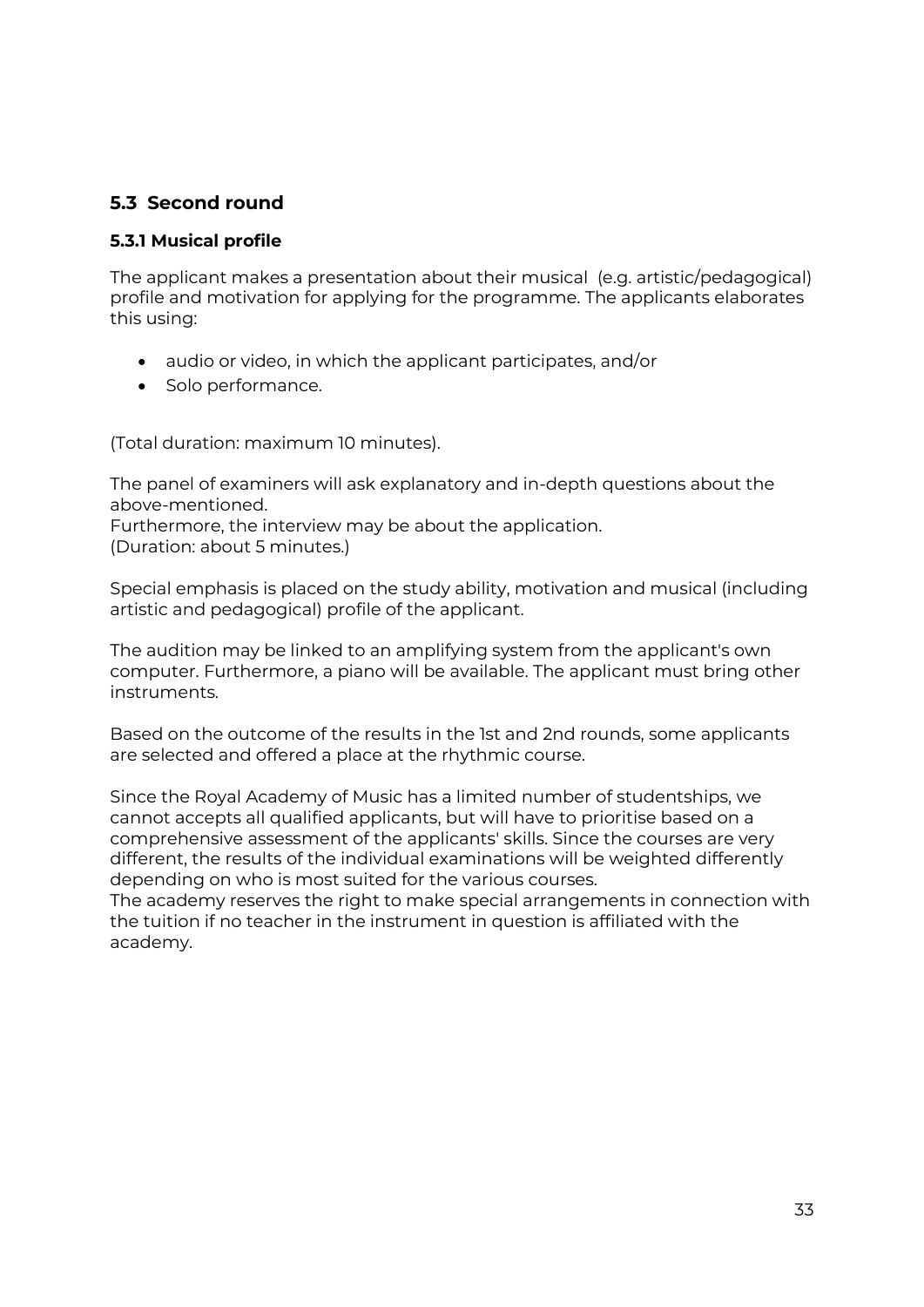## 5.3 Second round

### 5.3.1 Musical profile

The applicant makes a presentation about their musical (e.g. artistic/pedagogical) profile and motivation for applying for the programme. The applicants elaborates this using:

- audio or video, in which the applicant participates, and/or
- Solo performance.

(Total duration: maximum 10 minutes).

The panel of examiners will ask explanatory and in-depth questions about the above-mentioned.
Furthermore, the interview may be about the application.
(Duration: about 5 minutes.)

Special emphasis is placed on the study ability, motivation and musical (including artistic and pedagogical) profile of the applicant.

The audition may be linked to an amplifying system from the applicant's own computer. Furthermore, a piano will be available. The applicant must bring other instruments.

Based on the outcome of the results in the 1st and 2nd rounds, some applicants are selected and offered a place at the rhythmic course.

Since the Royal Academy of Music has a limited number of studentships, we cannot accepts all qualified applicants, but will have to prioritise based on a comprehensive assessment of the applicants' skills. Since the courses are very different, the results of the individual examinations will be weighted differently depending on who is most suited for the various courses.
The academy reserves the right to make special arrangements in connection with the tuition if no teacher in the instrument in question is affiliated with the academy.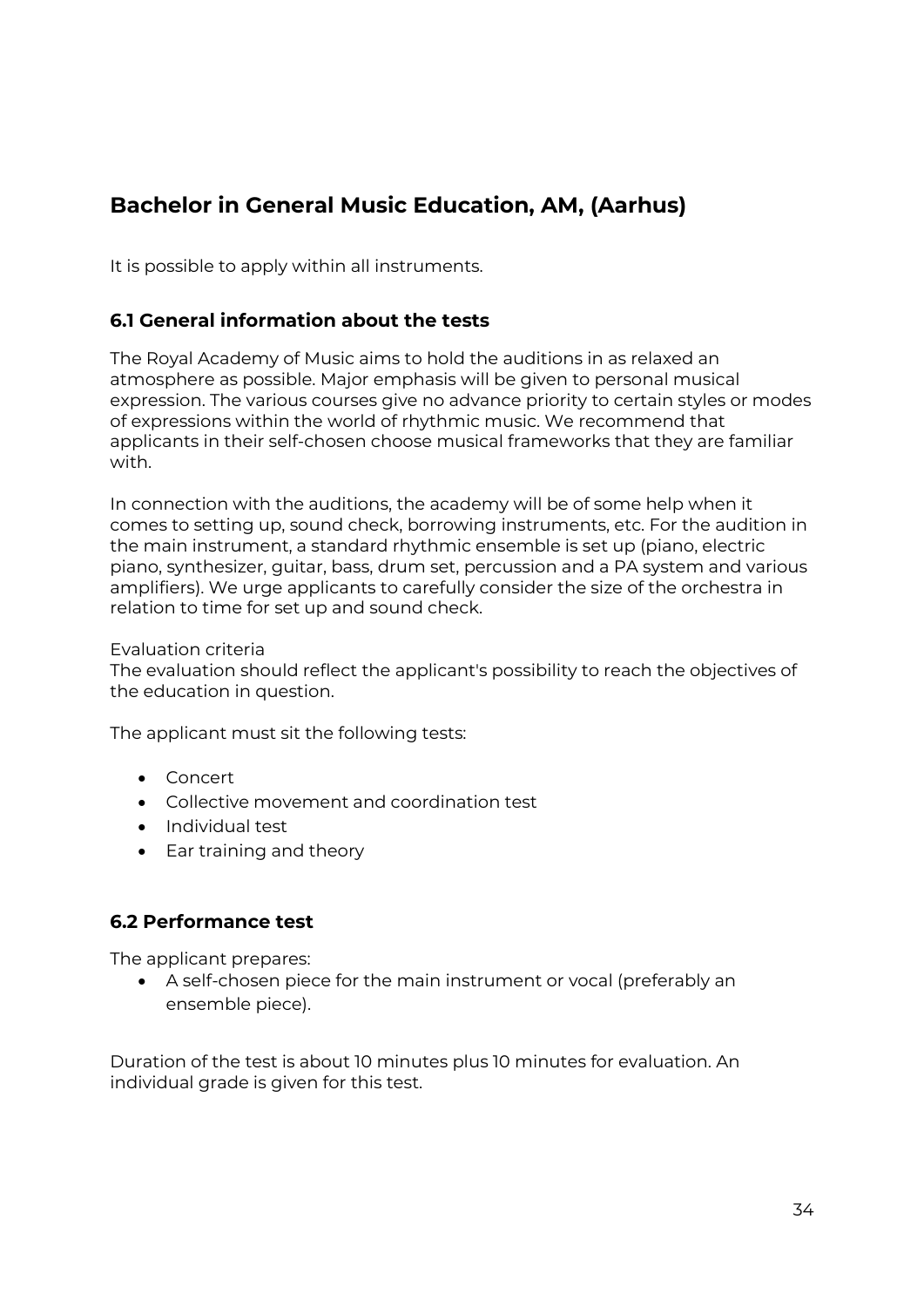## Bachelor in General Music Education, AM, (Aarhus)

It is possible to apply within all instruments.

### 6.1 General information about the tests

The Royal Academy of Music aims to hold the auditions in as relaxed an atmosphere as possible. Major emphasis will be given to personal musical expression. The various courses give no advance priority to certain styles or modes of expressions within the world of rhythmic music. We recommend that applicants in their self-chosen choose musical frameworks that they are familiar with.

In connection with the auditions, the academy will be of some help when it comes to setting up, sound check, borrowing instruments, etc. For the audition in the main instrument, a standard rhythmic ensemble is set up (piano, electric piano, synthesizer, guitar, bass, drum set, percussion and a PA system and various amplifiers). We urge applicants to carefully consider the size of the orchestra in relation to time for set up and sound check.

Evaluation criteria
The evaluation should reflect the applicant's possibility to reach the objectives of the education in question.

The applicant must sit the following tests:

- Concert
- Collective movement and coordination test
- Individual test
- Ear training and theory

### 6.2 Performance test

The applicant prepares:

- A self-chosen piece for the main instrument or vocal (preferably an ensemble piece).

Duration of the test is about 10 minutes plus 10 minutes for evaluation. An individual grade is given for this test.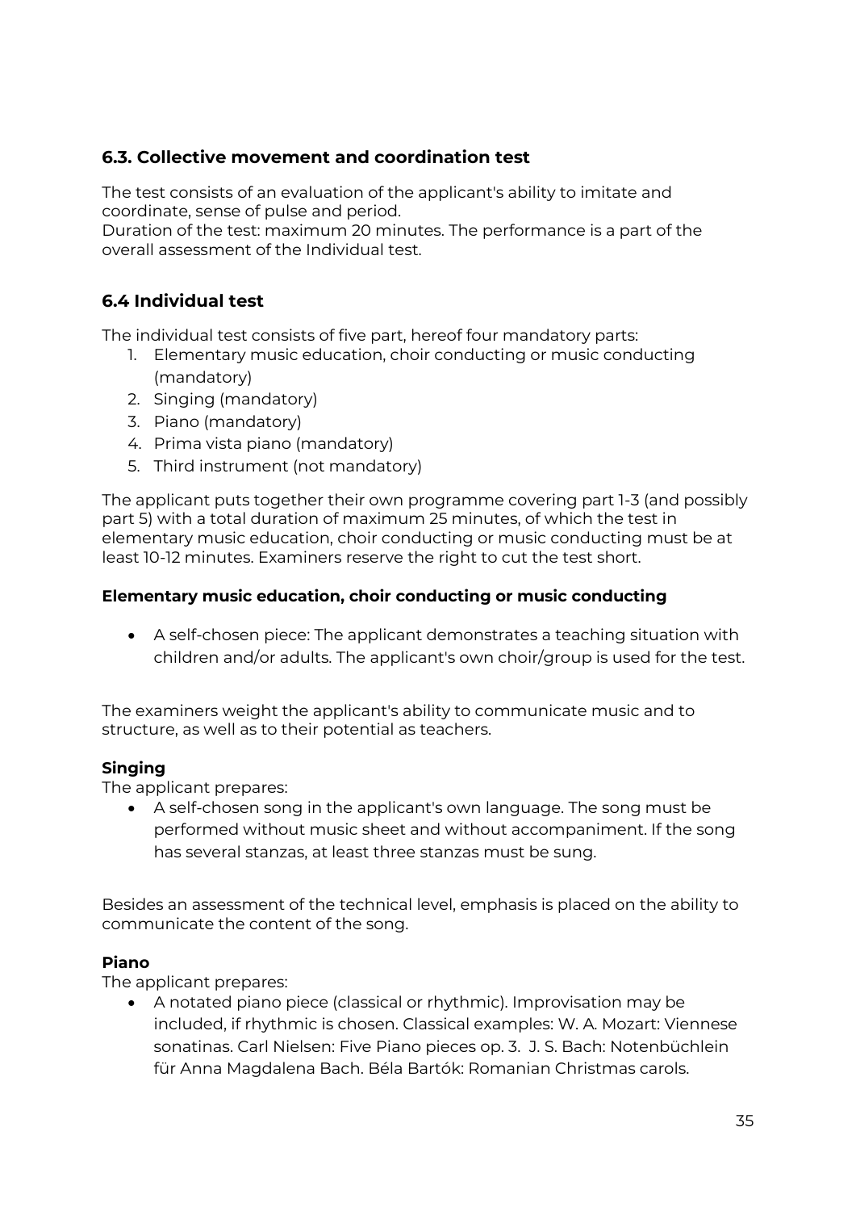### 6.3. Collective movement and coordination test

The test consists of an evaluation of the applicant's ability to imitate and coordinate, sense of pulse and period.
Duration of the test: maximum 20 minutes. The performance is a part of the overall assessment of the Individual test.

### 6.4 Individual test

The individual test consists of five part, hereof four mandatory parts:

1. Elementary music education, choir conducting or music conducting (mandatory)
2. Singing (mandatory)
3. Piano (mandatory)
4. Prima vista piano (mandatory)
5. Third instrument (not mandatory)

The applicant puts together their own programme covering part 1-3 (and possibly part 5) with a total duration of maximum 25 minutes, of which the test in elementary music education, choir conducting or music conducting must be at least 10-12 minutes. Examiners reserve the right to cut the test short.

**Elementary music education, choir conducting or music conducting**

- A self-chosen piece: The applicant demonstrates a teaching situation with children and/or adults. The applicant's own choir/group is used for the test.

The examiners weight the applicant's ability to communicate music and to structure, as well as to their potential as teachers.

**Singing**
The applicant prepares:

- A self-chosen song in the applicant's own language. The song must be performed without music sheet and without accompaniment. If the song has several stanzas, at least three stanzas must be sung.

Besides an assessment of the technical level, emphasis is placed on the ability to communicate the content of the song.

**Piano**
The applicant prepares:

- A notated piano piece (classical or rhythmic). Improvisation may be included, if rhythmic is chosen. Classical examples: W. A. Mozart: Viennese sonatinas. Carl Nielsen: Five Piano pieces op. 3. J. S. Bach: Notenbüchlein für Anna Magdalena Bach. Béla Bartók: Romanian Christmas carols.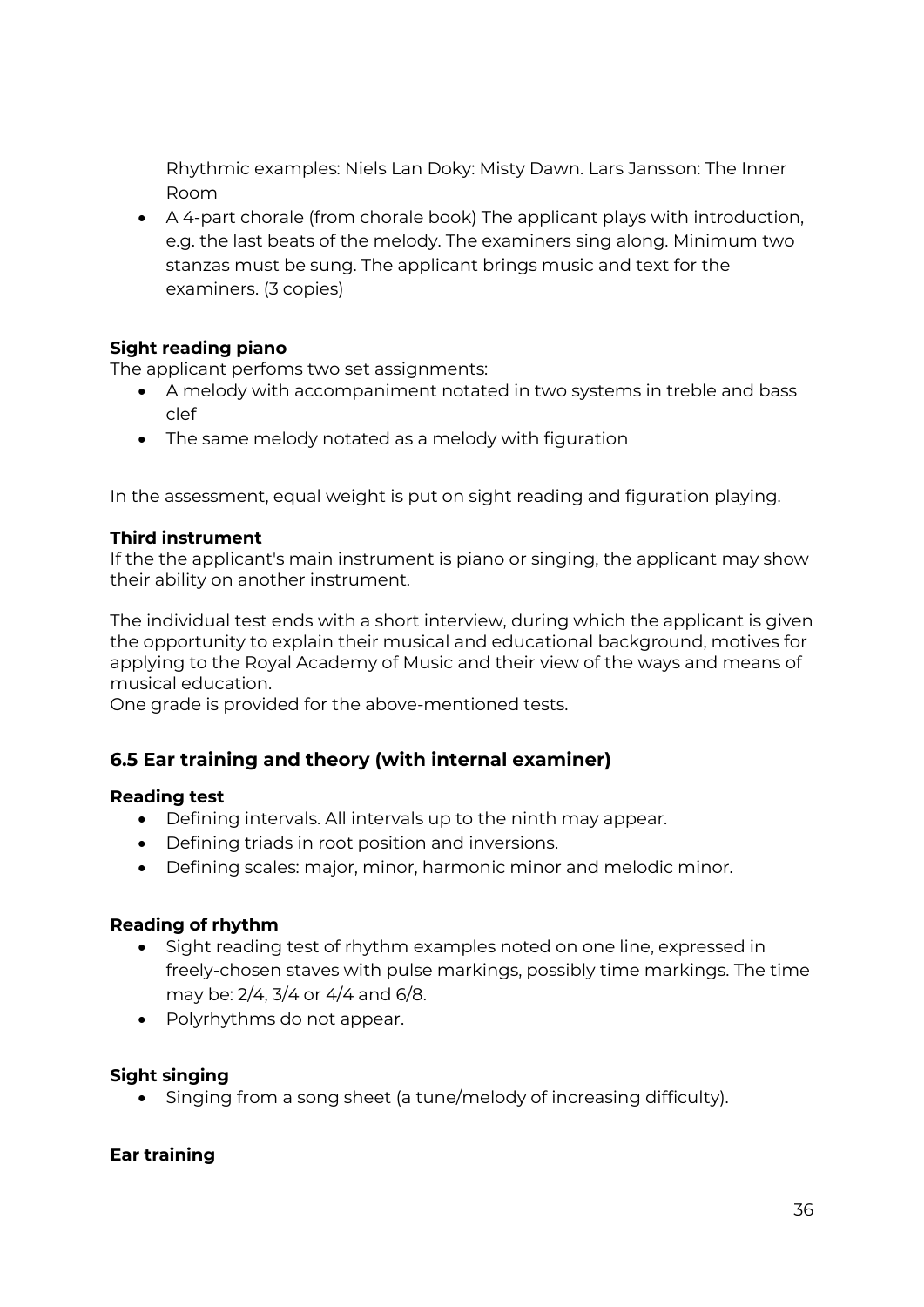Rhythmic examples: Niels Lan Doky: Misty Dawn. Lars Jansson: The Inner Room

- A 4-part chorale (from chorale book) The applicant plays with introduction, e.g. the last beats of the melody. The examiners sing along. Minimum two stanzas must be sung. The applicant brings music and text for the examiners. (3 copies)

**Sight reading piano**
The applicant perfoms two set assignments:

- A melody with accompaniment notated in two systems in treble and bass clef
- The same melody notated as a melody with figuration

In the assessment, equal weight is put on sight reading and figuration playing.

**Third instrument**
If the the applicant's main instrument is piano or singing, the applicant may show their ability on another instrument.

The individual test ends with a short interview, during which the applicant is given the opportunity to explain their musical and educational background, motives for applying to the Royal Academy of Music and their view of the ways and means of musical education.
One grade is provided for the above-mentioned tests.

## 6.5 Ear training and theory (with internal examiner)

**Reading test**

- Defining intervals. All intervals up to the ninth may appear.
- Defining triads in root position and inversions.
- Defining scales: major, minor, harmonic minor and melodic minor.

**Reading of rhythm**

- Sight reading test of rhythm examples noted on one line, expressed in freely-chosen staves with pulse markings, possibly time markings. The time may be: 2/4, 3/4 or 4/4 and 6/8.
- Polyrhythms do not appear.

**Sight singing**

- Singing from a song sheet (a tune/melody of increasing difficulty).

**Ear training**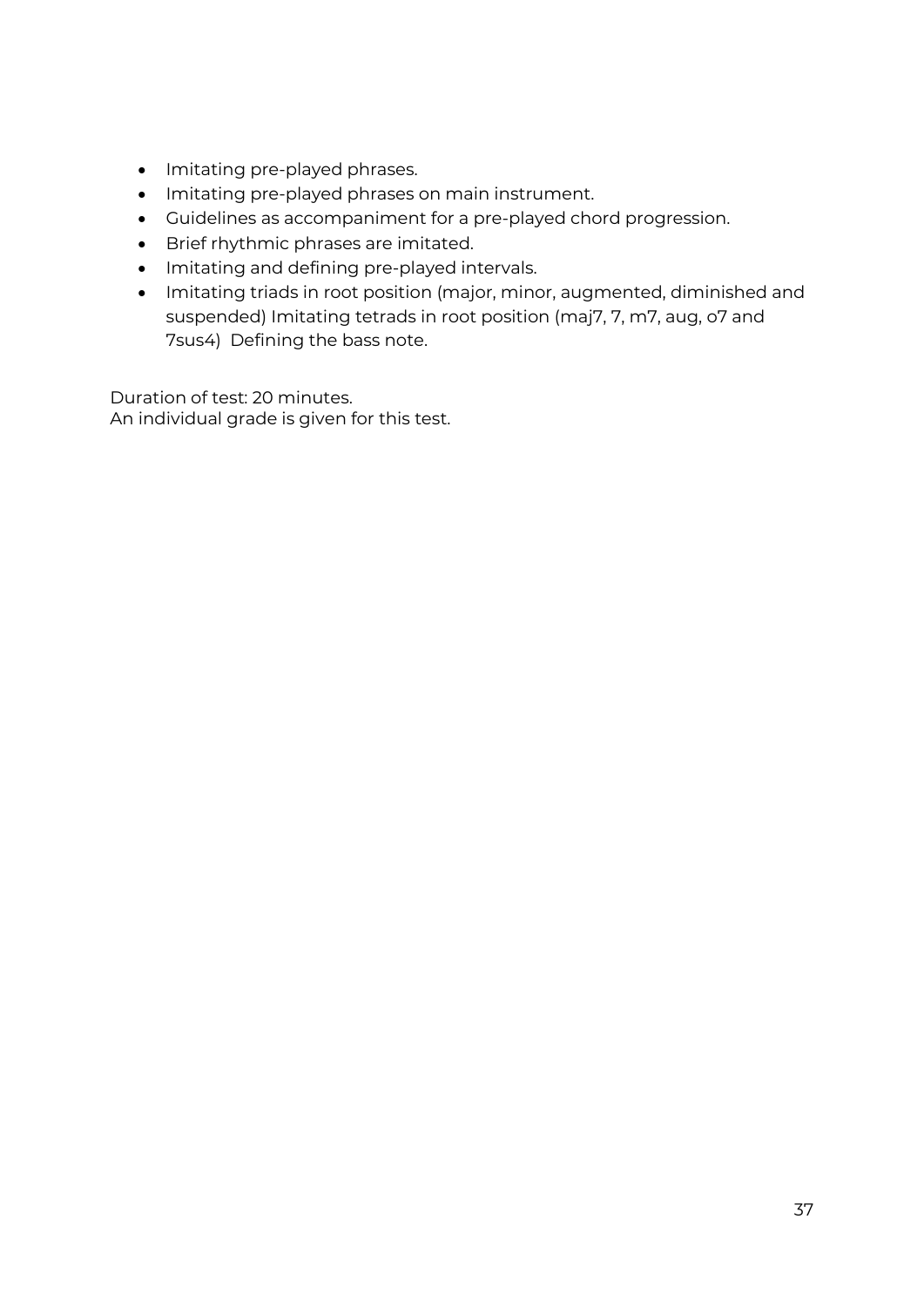- Imitating pre-played phrases.
- Imitating pre-played phrases on main instrument.
- Guidelines as accompaniment for a pre-played chord progression.
- Brief rhythmic phrases are imitated.
- Imitating and defining pre-played intervals.
- Imitating triads in root position (major, minor, augmented, diminished and suspended) Imitating tetrads in root position (maj7, 7, m7, aug, o7 and 7sus4) Defining the bass note.

Duration of test: 20 minutes.
An individual grade is given for this test.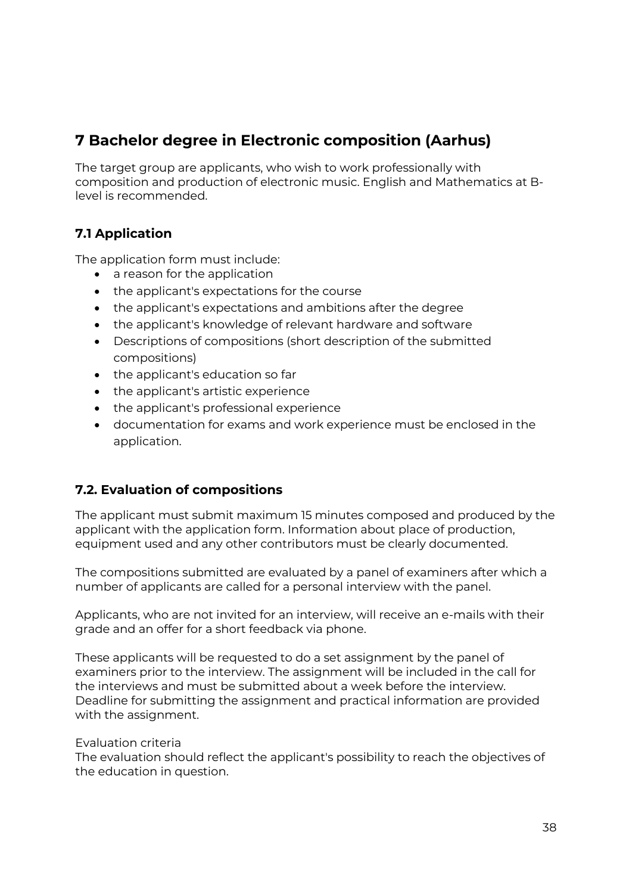## 7 Bachelor degree in Electronic composition (Aarhus)

The target group are applicants, who wish to work professionally with composition and production of electronic music. English and Mathematics at B-level is recommended.

### 7.1 Application

The application form must include:

- a reason for the application
- the applicant's expectations for the course
- the applicant's expectations and ambitions after the degree
- the applicant's knowledge of relevant hardware and software
- Descriptions of compositions (short description of the submitted compositions)
- the applicant's education so far
- the applicant's artistic experience
- the applicant's professional experience
- documentation for exams and work experience must be enclosed in the application.

### 7.2. Evaluation of compositions

The applicant must submit maximum 15 minutes composed and produced by the applicant with the application form. Information about place of production, equipment used and any other contributors must be clearly documented.

The compositions submitted are evaluated by a panel of examiners after which a number of applicants are called for a personal interview with the panel.

Applicants, who are not invited for an interview, will receive an e-mails with their grade and an offer for a short feedback via phone.

These applicants will be requested to do a set assignment by the panel of examiners prior to the interview. The assignment will be included in the call for the interviews and must be submitted about a week before the interview. Deadline for submitting the assignment and practical information are provided with the assignment.

Evaluation criteria

The evaluation should reflect the applicant's possibility to reach the objectives of the education in question.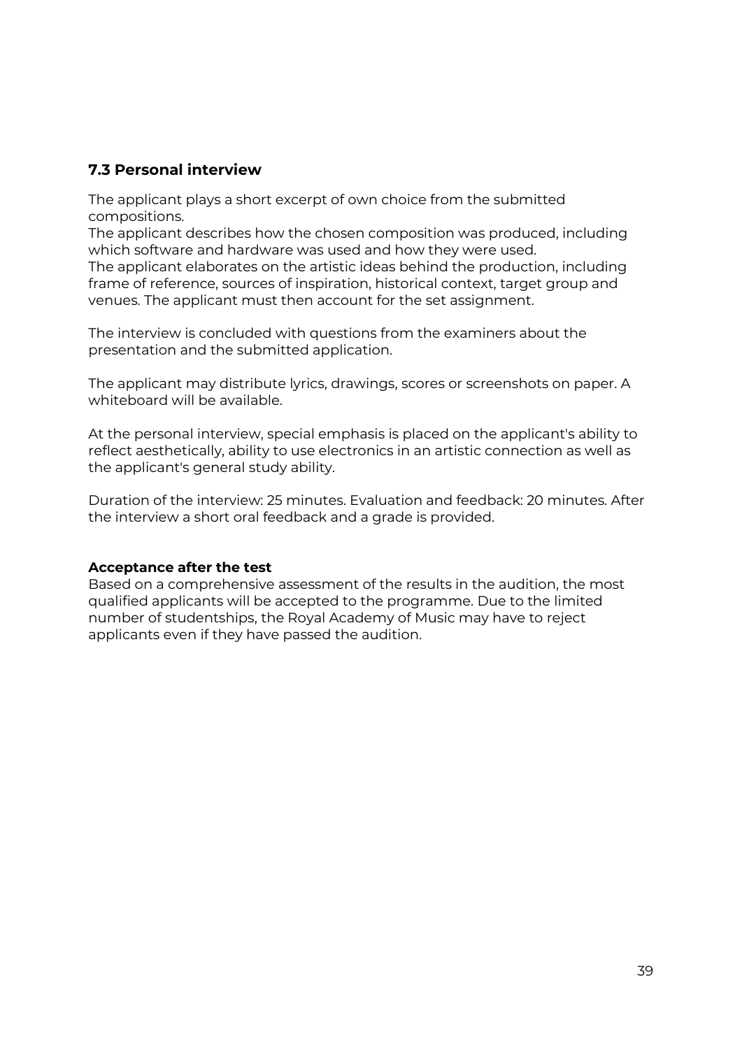### 7.3 Personal interview

The applicant plays a short excerpt of own choice from the submitted compositions.
The applicant describes how the chosen composition was produced, including which software and hardware was used and how they were used.
The applicant elaborates on the artistic ideas behind the production, including frame of reference, sources of inspiration, historical context, target group and venues. The applicant must then account for the set assignment.

The interview is concluded with questions from the examiners about the presentation and the submitted application.

The applicant may distribute lyrics, drawings, scores or screenshots on paper. A whiteboard will be available.

At the personal interview, special emphasis is placed on the applicant's ability to reflect aesthetically, ability to use electronics in an artistic connection as well as the applicant's general study ability.

Duration of the interview: 25 minutes. Evaluation and feedback: 20 minutes. After the interview a short oral feedback and a grade is provided.

**Acceptance after the test**
Based on a comprehensive assessment of the results in the audition, the most qualified applicants will be accepted to the programme. Due to the limited number of studentships, the Royal Academy of Music may have to reject applicants even if they have passed the audition.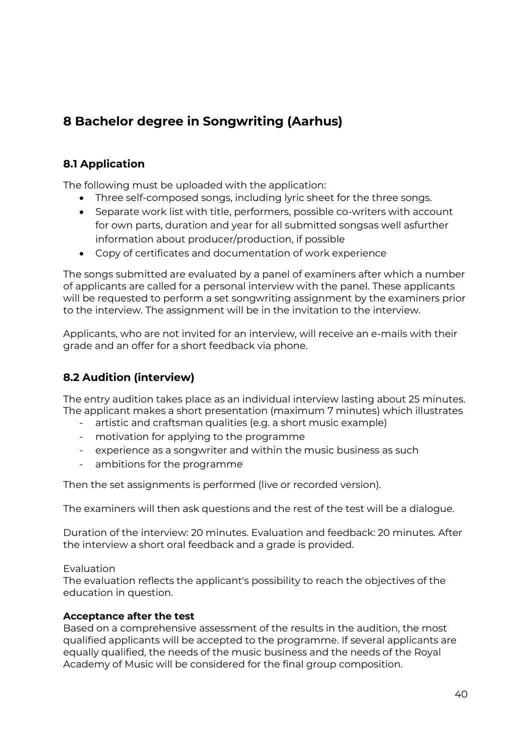# 8 Bachelor degree in Songwriting (Aarhus)

## 8.1 Application

The following must be uploaded with the application:

- Three self-composed songs, including lyric sheet for the three songs.
- Separate work list with title, performers, possible co-writers with account for own parts, duration and year for all submitted songsas well asfurther information about producer/production, if possible
- Copy of certificates and documentation of work experience

The songs submitted are evaluated by a panel of examiners after which a number of applicants are called for a personal interview with the panel. These applicants will be requested to perform a set songwriting assignment by the examiners prior to the interview. The assignment will be in the invitation to the interview.

Applicants, who are not invited for an interview, will receive an e-mails with their grade and an offer for a short feedback via phone.

## 8.2 Audition (interview)

The entry audition takes place as an individual interview lasting about 25 minutes. The applicant makes a short presentation (maximum 7 minutes) which illustrates

- artistic and craftsman qualities (e.g. a short music example)
- motivation for applying to the programme
- experience as a songwriter and within the music business as such
- ambitions for the programme

Then the set assignments is performed (live or recorded version).

The examiners will then ask questions and the rest of the test will be a dialogue.

Duration of the interview: 20 minutes. Evaluation and feedback: 20 minutes. After the interview a short oral feedback and a grade is provided.

Evaluation

The evaluation reflects the applicant's possibility to reach the objectives of the education in question.

**Acceptance after the test**

Based on a comprehensive assessment of the results in the audition, the most qualified applicants will be accepted to the programme. If several applicants are equally qualified, the needs of the music business and the needs of the Royal Academy of Music will be considered for the final group composition.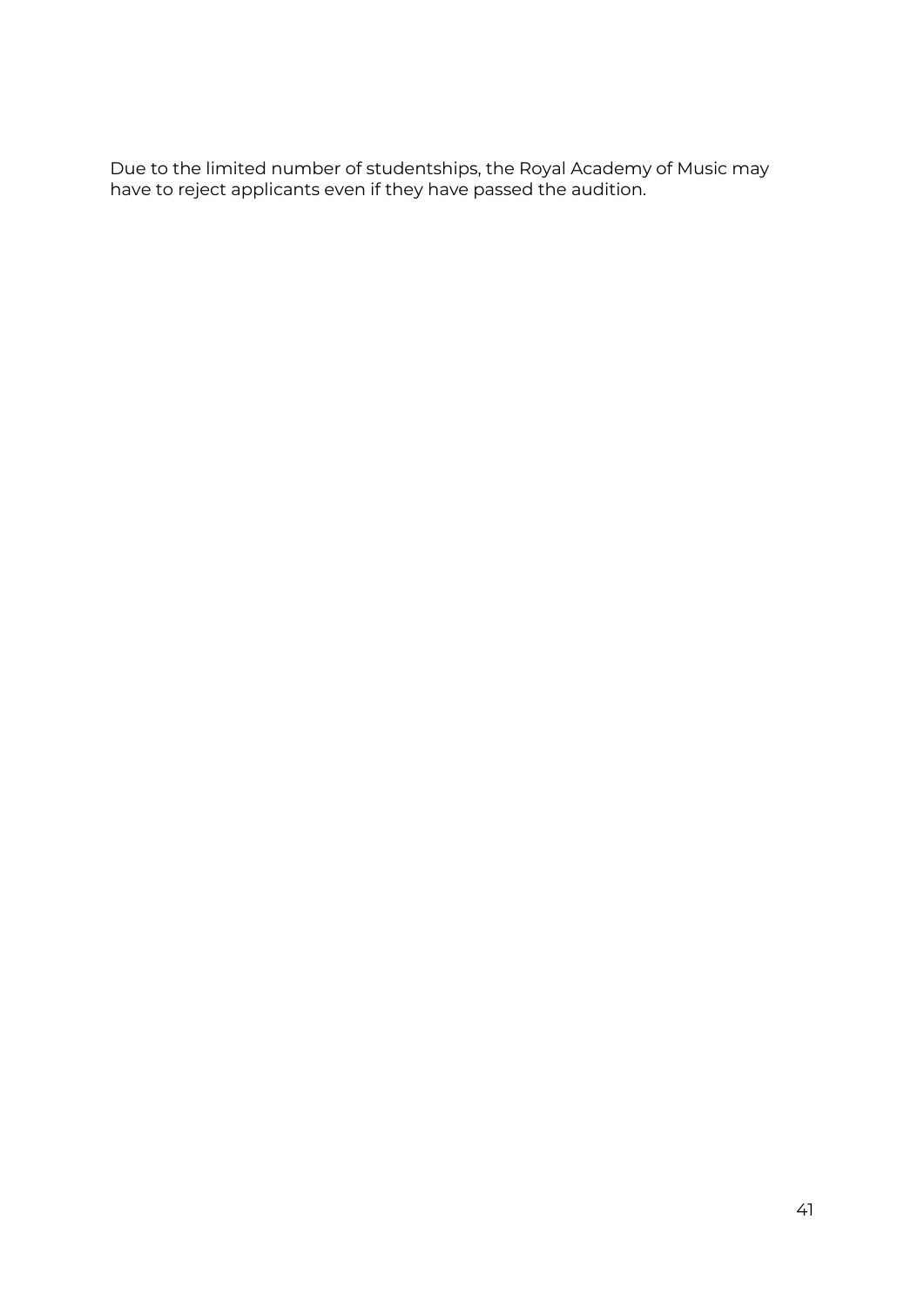Due to the limited number of studentships, the Royal Academy of Music may have to reject applicants even if they have passed the audition.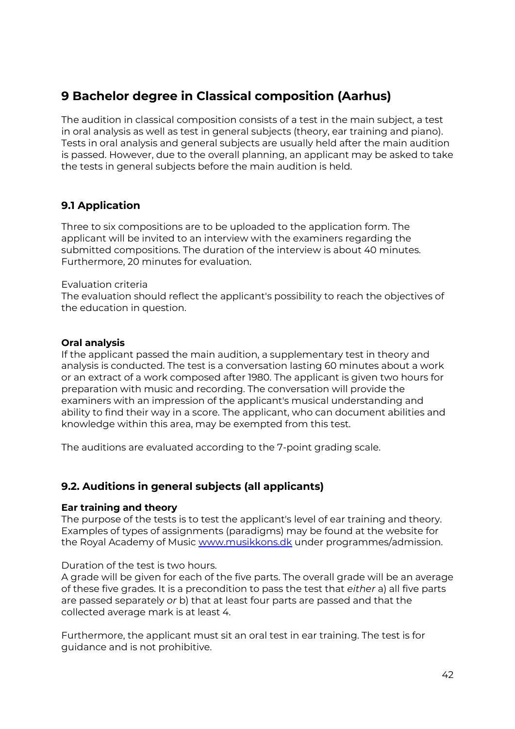## 9 Bachelor degree in Classical composition (Aarhus)

The audition in classical composition consists of a test in the main subject, a test in oral analysis as well as test in general subjects (theory, ear training and piano). Tests in oral analysis and general subjects are usually held after the main audition is passed. However, due to the overall planning, an applicant may be asked to take the tests in general subjects before the main audition is held.

### 9.1 Application

Three to six compositions are to be uploaded to the application form. The applicant will be invited to an interview with the examiners regarding the submitted compositions. The duration of the interview is about 40 minutes. Furthermore, 20 minutes for evaluation.

Evaluation criteria
The evaluation should reflect the applicant's possibility to reach the objectives of the education in question.

**Oral analysis**
If the applicant passed the main audition, a supplementary test in theory and analysis is conducted. The test is a conversation lasting 60 minutes about a work or an extract of a work composed after 1980. The applicant is given two hours for preparation with music and recording. The conversation will provide the examiners with an impression of the applicant's musical understanding and ability to find their way in a score. The applicant, who can document abilities and knowledge within this area, may be exempted from this test.

The auditions are evaluated according to the 7-point grading scale.

### 9.2. Auditions in general subjects (all applicants)

**Ear training and theory**
The purpose of the tests is to test the applicant's level of ear training and theory. Examples of types of assignments (paradigms) may be found at the website for the Royal Academy of Music [www.musikkons.dk](http://www.musikkons.dk) under programmes/admission.

Duration of the test is two hours.
A grade will be given for each of the five parts. The overall grade will be an average of these five grades. It is a precondition to pass the test that *either* a) all five parts are passed separately *or* b) that at least four parts are passed and that the collected average mark is at least 4.

Furthermore, the applicant must sit an oral test in ear training. The test is for guidance and is not prohibitive.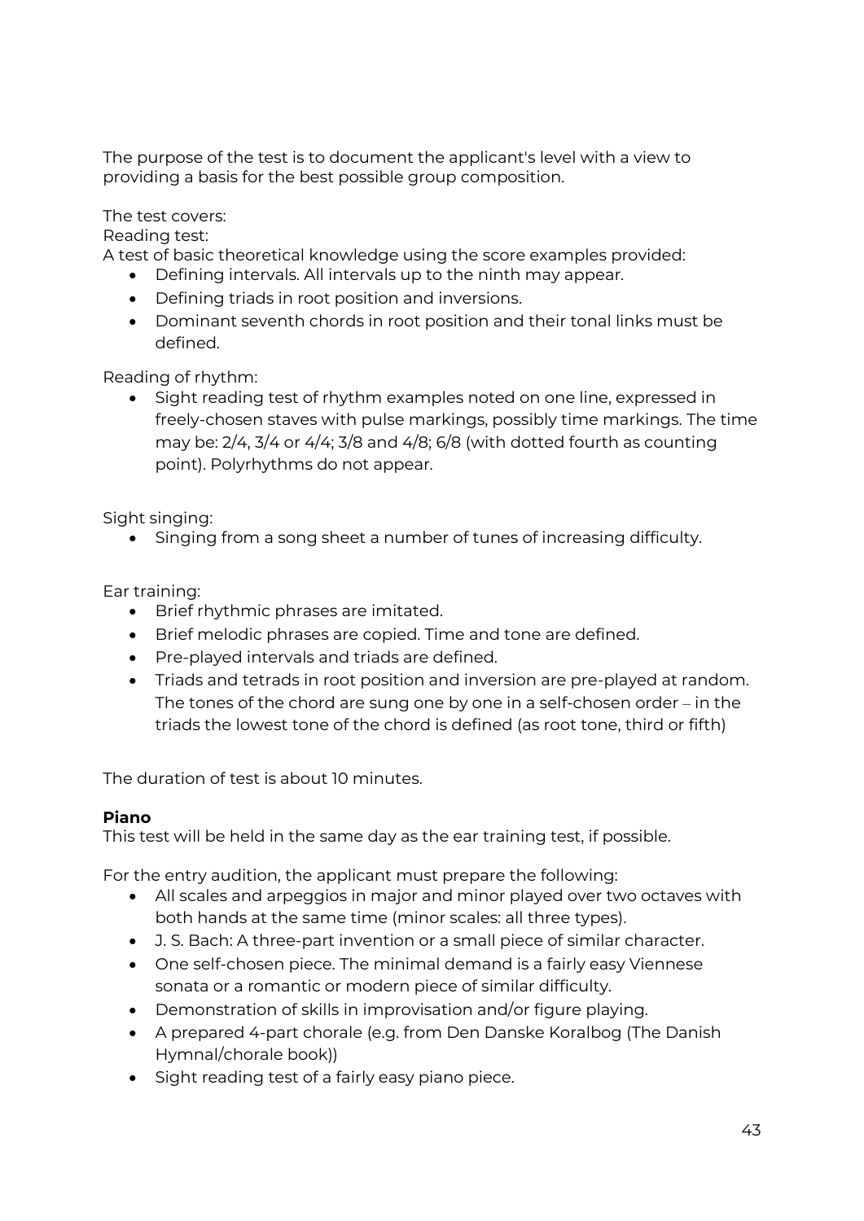The purpose of the test is to document the applicant's level with a view to providing a basis for the best possible group composition.

The test covers:
Reading test:
A test of basic theoretical knowledge using the score examples provided:

- Defining intervals. All intervals up to the ninth may appear.
- Defining triads in root position and inversions.
- Dominant seventh chords in root position and their tonal links must be defined.

Reading of rhythm:

- Sight reading test of rhythm examples noted on one line, expressed in freely-chosen staves with pulse markings, possibly time markings. The time may be: 2/4, 3/4 or 4/4; 3/8 and 4/8; 6/8 (with dotted fourth as counting point). Polyrhythms do not appear.

Sight singing:

- Singing from a song sheet a number of tunes of increasing difficulty.

Ear training:

- Brief rhythmic phrases are imitated.
- Brief melodic phrases are copied. Time and tone are defined.
- Pre-played intervals and triads are defined.
- Triads and tetrads in root position and inversion are pre-played at random. The tones of the chord are sung one by one in a self-chosen order – in the triads the lowest tone of the chord is defined (as root tone, third or fifth)

The duration of test is about 10 minutes.

**Piano**
This test will be held in the same day as the ear training test, if possible.

For the entry audition, the applicant must prepare the following:

- All scales and arpeggios in major and minor played over two octaves with both hands at the same time (minor scales: all three types).
- J. S. Bach: A three-part invention or a small piece of similar character.
- One self-chosen piece. The minimal demand is a fairly easy Viennese sonata or a romantic or modern piece of similar difficulty.
- Demonstration of skills in improvisation and/or figure playing.
- A prepared 4-part chorale (e.g. from Den Danske Koralbog (The Danish Hymnal/chorale book))
- Sight reading test of a fairly easy piano piece.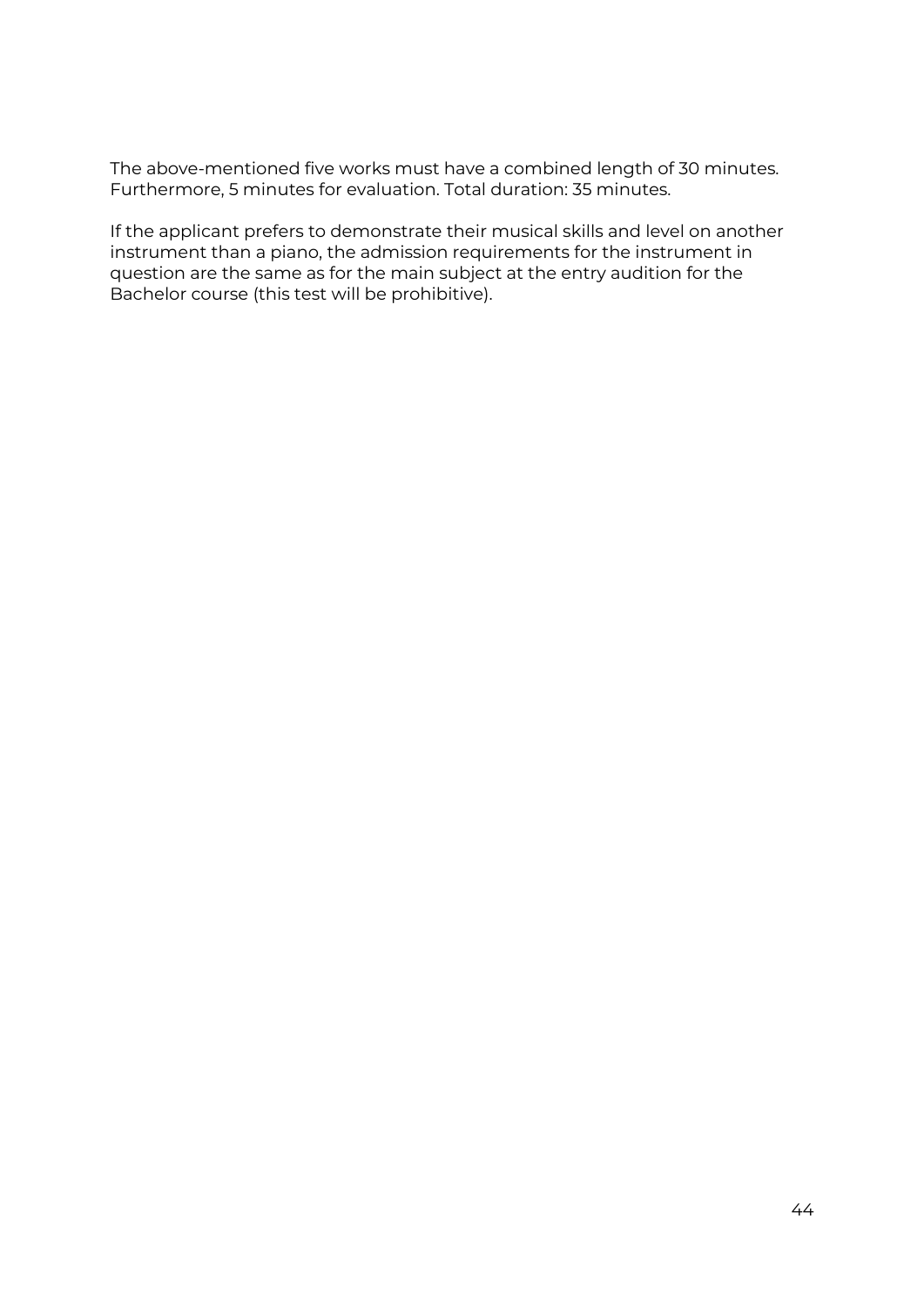The above-mentioned five works must have a combined length of 30 minutes. Furthermore, 5 minutes for evaluation. Total duration: 35 minutes.

If the applicant prefers to demonstrate their musical skills and level on another instrument than a piano, the admission requirements for the instrument in question are the same as for the main subject at the entry audition for the Bachelor course (this test will be prohibitive).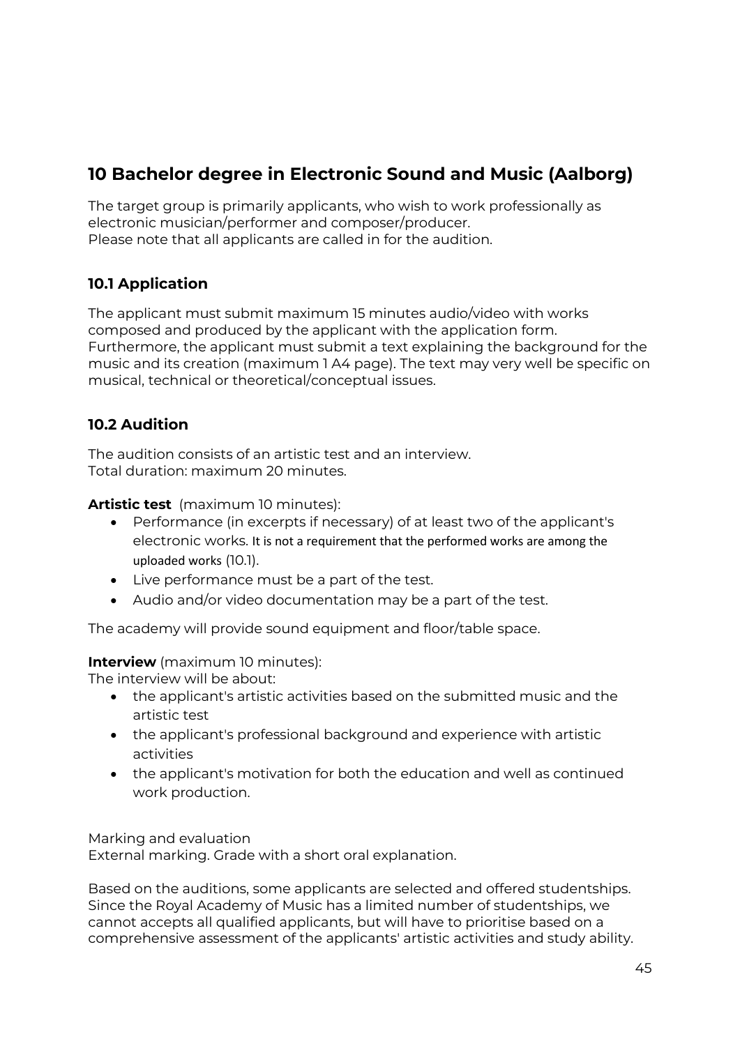# 10 Bachelor degree in Electronic Sound and Music (Aalborg)

The target group is primarily applicants, who wish to work professionally as electronic musician/performer and composer/producer.
Please note that all applicants are called in for the audition.

## 10.1 Application

The applicant must submit maximum 15 minutes audio/video with works composed and produced by the applicant with the application form.
Furthermore, the applicant must submit a text explaining the background for the music and its creation (maximum 1 A4 page). The text may very well be specific on musical, technical or theoretical/conceptual issues.

## 10.2 Audition

The audition consists of an artistic test and an interview.
Total duration: maximum 20 minutes.

**Artistic test** (maximum 10 minutes):

- Performance (in excerpts if necessary) of at least two of the applicant's electronic works. It is not a requirement that the performed works are among the uploaded works (10.1).
- Live performance must be a part of the test.
- Audio and/or video documentation may be a part of the test.

The academy will provide sound equipment and floor/table space.

**Interview** (maximum 10 minutes):
The interview will be about:

- the applicant's artistic activities based on the submitted music and the artistic test
- the applicant's professional background and experience with artistic activities
- the applicant's motivation for both the education and well as continued work production.

Marking and evaluation
External marking. Grade with a short oral explanation.

Based on the auditions, some applicants are selected and offered studentships. Since the Royal Academy of Music has a limited number of studentships, we cannot accepts all qualified applicants, but will have to prioritise based on a comprehensive assessment of the applicants' artistic activities and study ability.